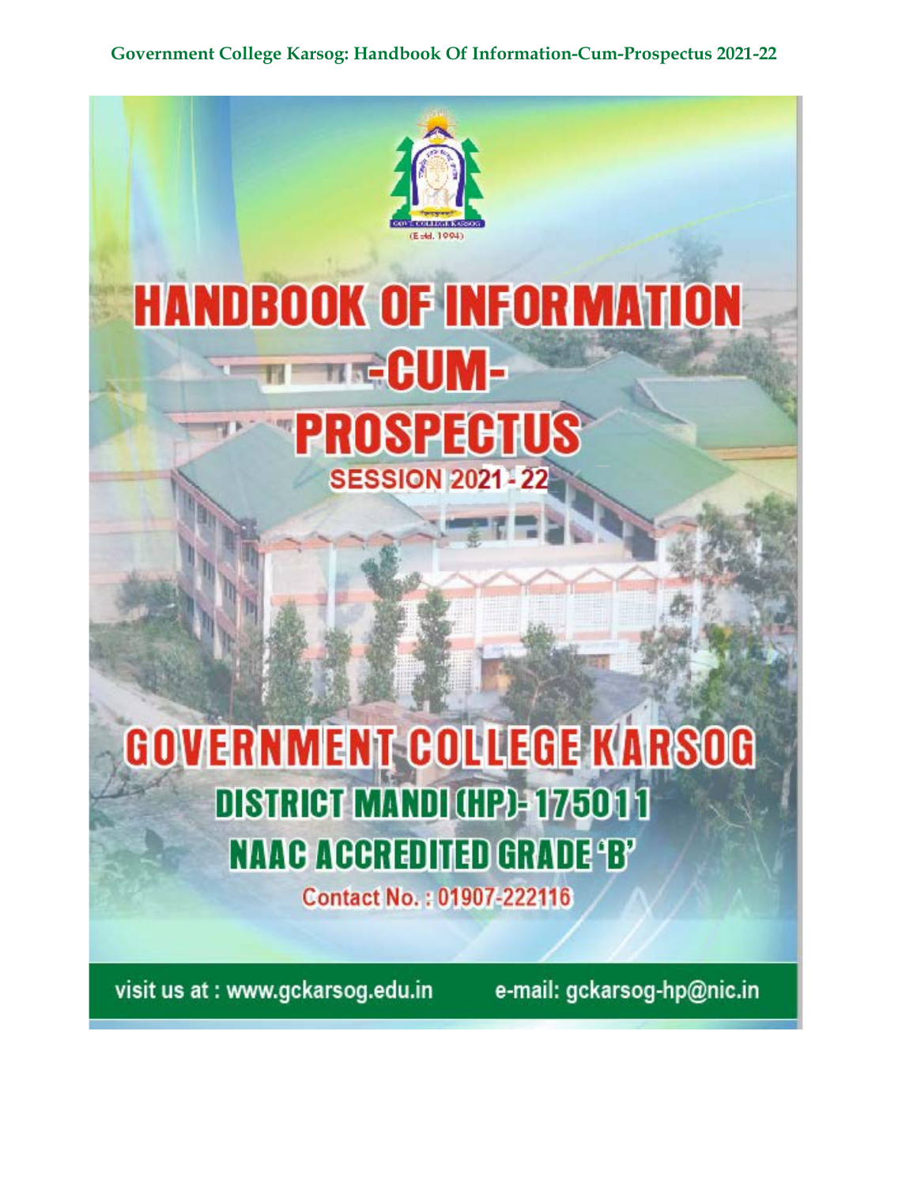# HANDBOOK OF INFORMATION -CUM- PROSPECTUS

## SESSION 2021 - 22

# GOVERNMENT COLLEGE KARSOG

## DISTRICT MANDI (HP)- 175011

## NAAC ACCREDITED GRADE 'B'

Contact No. : 01907-222116

visit us at : www.gckarsog.edu.in

e-mail: gckarsog-hp@nic.in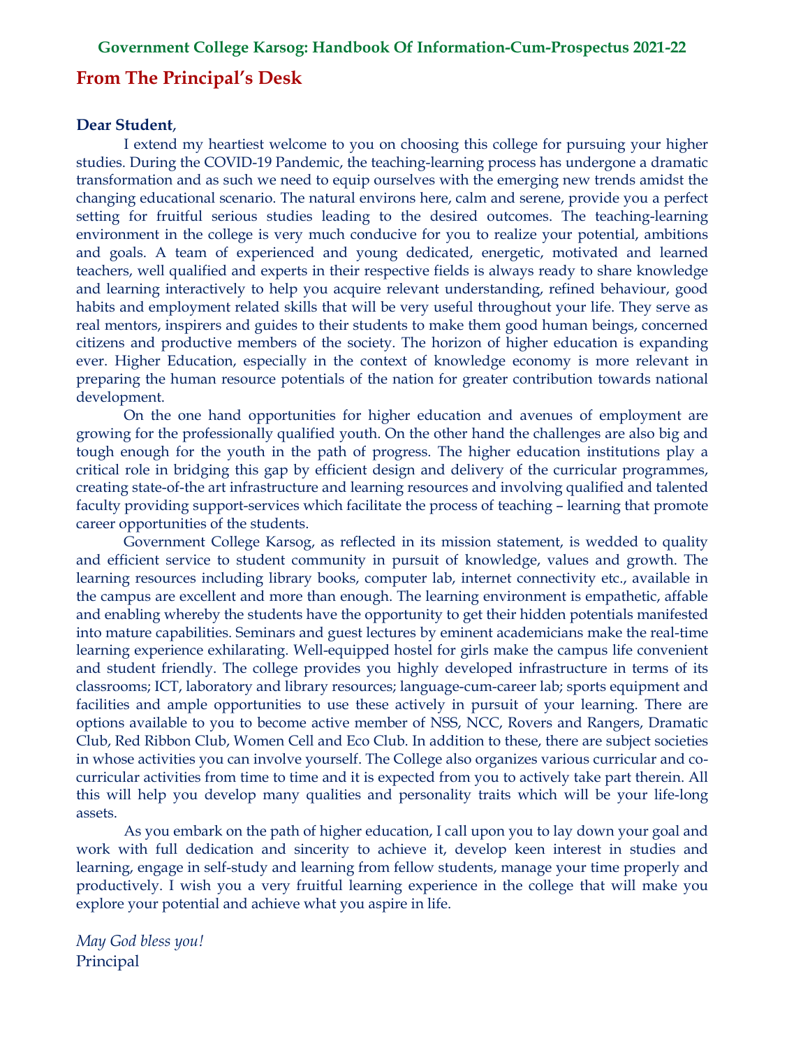## From The Principal's Desk

**Dear Student**,

I extend my heartiest welcome to you on choosing this college for pursuing your higher studies. During the COVID-19 Pandemic, the teaching-learning process has undergone a dramatic transformation and as such we need to equip ourselves with the emerging new trends amidst the changing educational scenario. The natural environs here, calm and serene, provide you a perfect setting for fruitful serious studies leading to the desired outcomes. The teaching-learning environment in the college is very much conducive for you to realize your potential, ambitions and goals. A team of experienced and young dedicated, energetic, motivated and learned teachers, well qualified and experts in their respective fields is always ready to share knowledge and learning interactively to help you acquire relevant understanding, refined behaviour, good habits and employment related skills that will be very useful throughout your life. They serve as real mentors, inspirers and guides to their students to make them good human beings, concerned citizens and productive members of the society. The horizon of higher education is expanding ever. Higher Education, especially in the context of knowledge economy is more relevant in preparing the human resource potentials of the nation for greater contribution towards national development.

On the one hand opportunities for higher education and avenues of employment are growing for the professionally qualified youth. On the other hand the challenges are also big and tough enough for the youth in the path of progress. The higher education institutions play a critical role in bridging this gap by efficient design and delivery of the curricular programmes, creating state-of-the art infrastructure and learning resources and involving qualified and talented faculty providing support-services which facilitate the process of teaching – learning that promote career opportunities of the students.

Government College Karsog, as reflected in its mission statement, is wedded to quality and efficient service to student community in pursuit of knowledge, values and growth. The learning resources including library books, computer lab, internet connectivity etc., available in the campus are excellent and more than enough. The learning environment is empathetic, affable and enabling whereby the students have the opportunity to get their hidden potentials manifested into mature capabilities. Seminars and guest lectures by eminent academicians make the real-time learning experience exhilarating. Well-equipped hostel for girls make the campus life convenient and student friendly. The college provides you highly developed infrastructure in terms of its classrooms; ICT, laboratory and library resources; language-cum-career lab; sports equipment and facilities and ample opportunities to use these actively in pursuit of your learning. There are options available to you to become active member of NSS, NCC, Rovers and Rangers, Dramatic Club, Red Ribbon Club, Women Cell and Eco Club. In addition to these, there are subject societies in whose activities you can involve yourself. The College also organizes various curricular and co-curricular activities from time to time and it is expected from you to actively take part therein. All this will help you develop many qualities and personality traits which will be your life-long assets.

As you embark on the path of higher education, I call upon you to lay down your goal and work with full dedication and sincerity to achieve it, develop keen interest in studies and learning, engage in self-study and learning from fellow students, manage your time properly and productively. I wish you a very fruitful learning experience in the college that will make you explore your potential and achieve what you aspire in life.

*May God bless you!*
Principal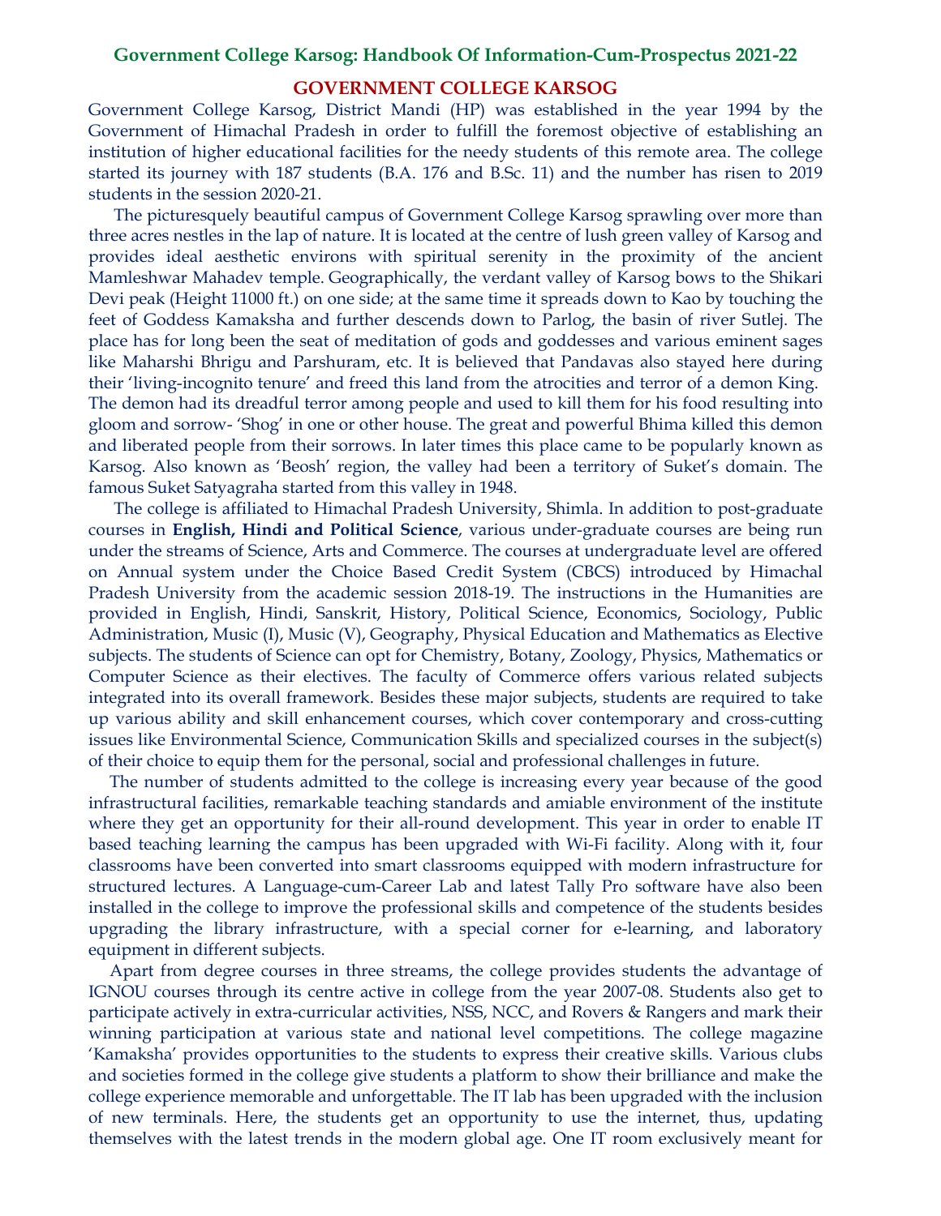## GOVERNMENT COLLEGE KARSOG

Government College Karsog, District Mandi (HP) was established in the year 1994 by the Government of Himachal Pradesh in order to fulfill the foremost objective of establishing an institution of higher educational facilities for the needy students of this remote area. The college started its journey with 187 students (B.A. 176 and B.Sc. 11) and the number has risen to 2019 students in the session 2020-21.

The picturesquely beautiful campus of Government College Karsog sprawling over more than three acres nestles in the lap of nature. It is located at the centre of lush green valley of Karsog and provides ideal aesthetic environs with spiritual serenity in the proximity of the ancient Mamleshwar Mahadev temple. Geographically, the verdant valley of Karsog bows to the Shikari Devi peak (Height 11000 ft.) on one side; at the same time it spreads down to Kao by touching the feet of Goddess Kamaksha and further descends down to Parlog, the basin of river Sutlej. The place has for long been the seat of meditation of gods and goddesses and various eminent sages like Maharshi Bhrigu and Parshuram, etc. It is believed that Pandavas also stayed here during their 'living-incognito tenure' and freed this land from the atrocities and terror of a demon King. The demon had its dreadful terror among people and used to kill them for his food resulting into gloom and sorrow- 'Shog' in one or other house. The great and powerful Bhima killed this demon and liberated people from their sorrows. In later times this place came to be popularly known as Karsog. Also known as 'Beosh' region, the valley had been a territory of Suket's domain. The famous Suket Satyagraha started from this valley in 1948.

The college is affiliated to Himachal Pradesh University, Shimla. In addition to post-graduate courses in **English, Hindi and Political Science**, various under-graduate courses are being run under the streams of Science, Arts and Commerce. The courses at undergraduate level are offered on Annual system under the Choice Based Credit System (CBCS) introduced by Himachal Pradesh University from the academic session 2018-19. The instructions in the Humanities are provided in English, Hindi, Sanskrit, History, Political Science, Economics, Sociology, Public Administration, Music (I), Music (V), Geography, Physical Education and Mathematics as Elective subjects. The students of Science can opt for Chemistry, Botany, Zoology, Physics, Mathematics or Computer Science as their electives. The faculty of Commerce offers various related subjects integrated into its overall framework. Besides these major subjects, students are required to take up various ability and skill enhancement courses, which cover contemporary and cross-cutting issues like Environmental Science, Communication Skills and specialized courses in the subject(s) of their choice to equip them for the personal, social and professional challenges in future.

The number of students admitted to the college is increasing every year because of the good infrastructural facilities, remarkable teaching standards and amiable environment of the institute where they get an opportunity for their all-round development. This year in order to enable IT based teaching learning the campus has been upgraded with Wi-Fi facility. Along with it, four classrooms have been converted into smart classrooms equipped with modern infrastructure for structured lectures. A Language-cum-Career Lab and latest Tally Pro software have also been installed in the college to improve the professional skills and competence of the students besides upgrading the library infrastructure, with a special corner for e-learning, and laboratory equipment in different subjects.

Apart from degree courses in three streams, the college provides students the advantage of IGNOU courses through its centre active in college from the year 2007-08. Students also get to participate actively in extra-curricular activities, NSS, NCC, and Rovers & Rangers and mark their winning participation at various state and national level competitions. The college magazine 'Kamaksha' provides opportunities to the students to express their creative skills. Various clubs and societies formed in the college give students a platform to show their brilliance and make the college experience memorable and unforgettable. The IT lab has been upgraded with the inclusion of new terminals. Here, the students get an opportunity to use the internet, thus, updating themselves with the latest trends in the modern global age. One IT room exclusively meant for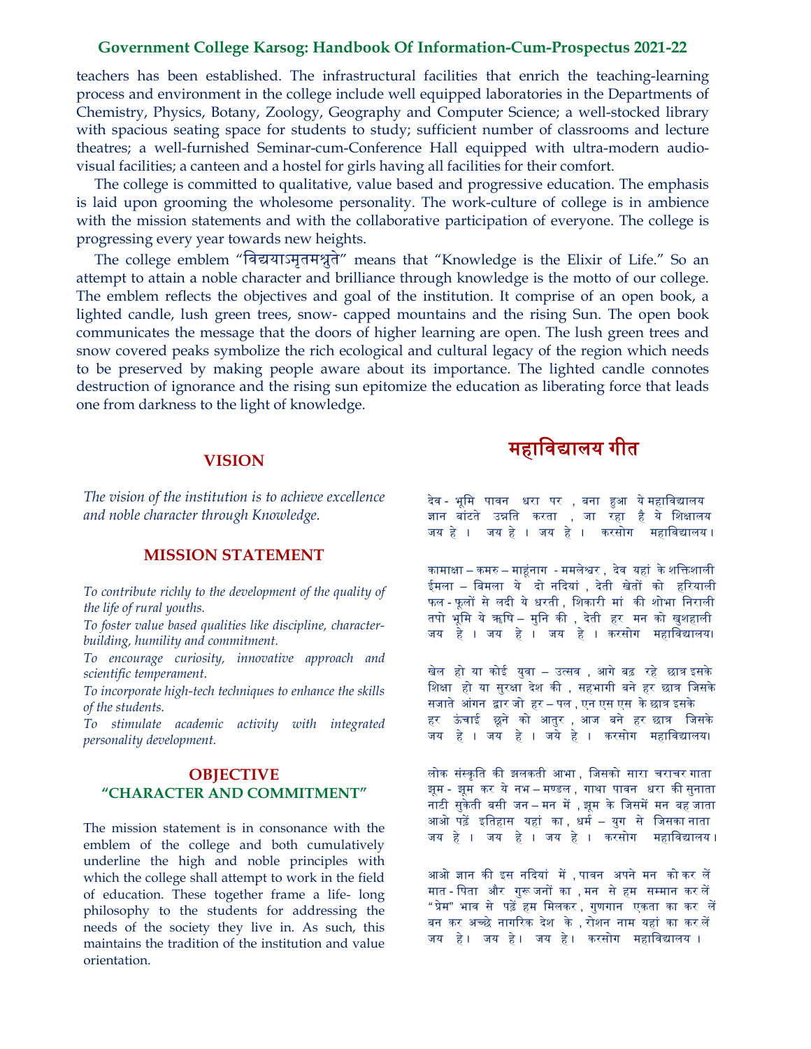teachers has been established. The infrastructural facilities that enrich the teaching-learning process and environment in the college include well equipped laboratories in the Departments of Chemistry, Physics, Botany, Zoology, Geography and Computer Science; a well-stocked library with spacious seating space for students to study; sufficient number of classrooms and lecture theatres; a well-furnished Seminar-cum-Conference Hall equipped with ultra-modern audio-visual facilities; a canteen and a hostel for girls having all facilities for their comfort.

The college is committed to qualitative, value based and progressive education. The emphasis is laid upon grooming the wholesome personality. The work-culture of college is in ambience with the mission statements and with the collaborative participation of everyone. The college is progressing every year towards new heights.

The college emblem "विद्ययाऽमृतमश्नुते" means that "Knowledge is the Elixir of Life." So an attempt to attain a noble character and brilliance through knowledge is the motto of our college. The emblem reflects the objectives and goal of the institution. It comprise of an open book, a lighted candle, lush green trees, snow- capped mountains and the rising Sun. The open book communicates the message that the doors of higher learning are open. The lush green trees and snow covered peaks symbolize the rich ecological and cultural legacy of the region which needs to be preserved by making people aware about its importance. The lighted candle connotes destruction of ignorance and the rising sun epitomize the education as liberating force that leads one from darkness to the light of knowledge.

## VISION

*The vision of the institution is to achieve excellence and noble character through Knowledge.*

## MISSION STATEMENT

*To contribute richly to the development of the quality of the life of rural youths.*

*To foster value based qualities like discipline, character-building, humility and commitment.*

*To encourage curiosity, innovative approach and scientific temperament.*

*To incorporate high-tech techniques to enhance the skills of the students.*

*To stimulate academic activity with integrated personality development.*

## OBJECTIVE
## "CHARACTER AND COMMITMENT"

The mission statement is in consonance with the emblem of the college and both cumulatively underline the high and noble principles with which the college shall attempt to work in the field of education. These together frame a life- long philosophy to the students for addressing the needs of the society they live in. As such, this maintains the tradition of the institution and value orientation.

## महाविद्यालय गीत

देव - भूमि पावन धरा पर , बना हुआ ये महाविद्यालय
ज्ञान बांटते उन्नति करता , जा रहा है ये शिक्षालय
जय हे । जय हे । जय हे । करसोग महाविद्यालय।

कामाक्षा – कमरु – माहूंनाग - ममलेश्वर , देव यहां के शक्तिशाली
ईमला – बिमला ये दो नदियां , देती खेतों को हरियाली
फल - फूलों से लदी ये धरती , शिकारी मां की शोभा निराली
तपो भूमि ये ऋषि – मुनि की , देती हर मन को खुशहाली
जय हे । जय हे । जय हे । करसोग महाविद्यालय।

खेल हो या कोई युवा – उत्सव , आगे बढ़ रहे छात्र इसके
शिक्षा हो या सुरक्षा देश की , सहभागी बने हर छात्र जिसके
सजाते आंगन द्वार जो हर – पल , एन एस एस के छात्र इसके
हर ऊंचाई छूने को आतुर , आज बने हर छात्र जिसके
जय हे । जय हे । जये हे । करसोग महाविद्यालय।

लोक संस्कृति की झलकती आभा , जिसको सारा चराचर गाता
झूम - झूम कर ये नभ – मण्डल , गाथा पावन धरा की सुनाता
नाटी सुकेती बसी जन – मन में , झूम के जिसमें मन बह जाता
आओ पढ़ें इतिहास यहां का , धर्म – युग से जिसका नाता
जय हे । जय हे । जय हे । करसोग महाविद्यालय।

आओ ज्ञान की इस नदियां में , पावन अपने मन को कर लें
मात - पिता और गुरू जनों का , मन से हम सम्मान कर लें
"प्रेम" भाव से पढ़ें हम मिलकर , गुणगान एकता का कर लें
बन कर अच्छे नागरिक देश के , रोशन नाम यहां का कर लें
जय हे। जय हे। जय हे। करसोग महाविद्यालय ।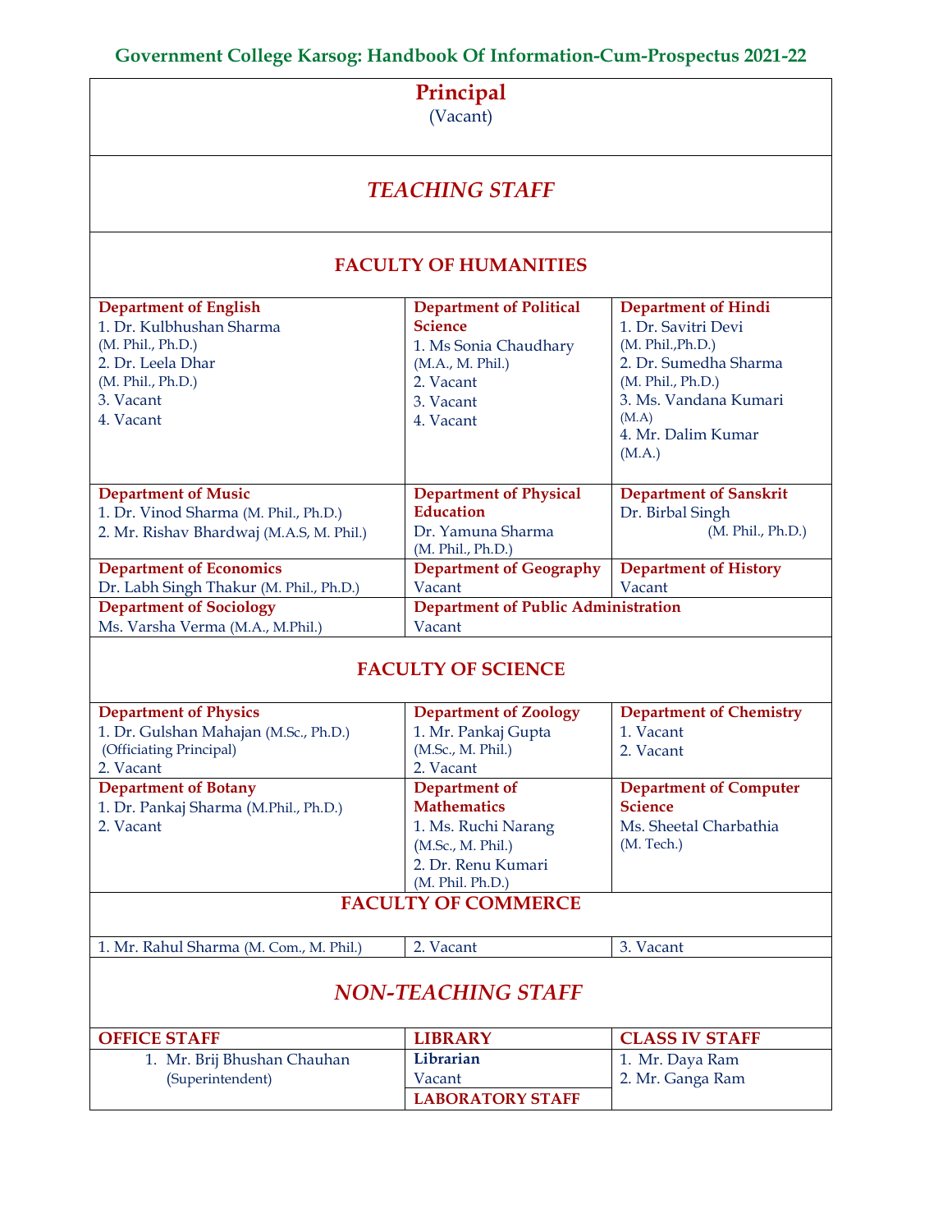# Principal

(Vacant)

## *TEACHING STAFF*

### FACULTY OF HUMANITIES

| Department of English | Department of Political Science | Department of Hindi |
|---|---|---|
| 1. Dr. Kulbhushan Sharma (M. Phil., Ph.D.)<br>2. Dr. Leela Dhar (M. Phil., Ph.D.)<br>3. Vacant<br>4. Vacant | 1. Ms Sonia Chaudhary (M.A., M. Phil.)<br>2. Vacant<br>3. Vacant<br>4. Vacant | 1. Dr. Savitri Devi (M. Phil.,Ph.D.)<br>2. Dr. Sumedha Sharma (M. Phil., Ph.D.)<br>3. Ms. Vandana Kumari (M.A)<br>4. Mr. Dalim Kumar (M.A.) |
| **Department of Music** | **Department of Physical Education** | **Department of Sanskrit** |
| 1. Dr. Vinod Sharma (M. Phil., Ph.D.)<br>2. Mr. Rishav Bhardwaj (M.A.S, M. Phil.) | Dr. Yamuna Sharma (M. Phil., Ph.D.) | Dr. Birbal Singh (M. Phil., Ph.D.) |
| **Department of Economics** | **Department of Geography** | **Department of History** |
| Dr. Labh Singh Thakur (M. Phil., Ph.D.) | Vacant | Vacant |
| **Department of Sociology** | **Department of Public Administration** | |
| Ms. Varsha Verma (M.A., M.Phil.) | Vacant | |

### FACULTY OF SCIENCE

| Department of Physics | Department of Zoology | Department of Chemistry |
|---|---|---|
| 1. Dr. Gulshan Mahajan (M.Sc., Ph.D.) (Officiating Principal)<br>2. Vacant | 1. Mr. Pankaj Gupta (M.Sc., M. Phil.)<br>2. Vacant | 1. Vacant<br>2. Vacant |
| **Department of Botany** | **Department of Mathematics** | **Department of Computer Science** |
| 1. Dr. Pankaj Sharma (M.Phil., Ph.D.)<br>2. Vacant | 1. Ms. Ruchi Narang (M.Sc., M. Phil.)<br>2. Dr. Renu Kumari (M. Phil. Ph.D.) | Ms. Sheetal Charbathia (M. Tech.) |

### FACULTY OF COMMERCE

| | | |
|---|---|---|
| 1. Mr. Rahul Sharma (M. Com., M. Phil.) | 2. Vacant | 3. Vacant |

## *NON-TEACHING STAFF*

| OFFICE STAFF | LIBRARY | CLASS IV STAFF |
|---|---|---|
| 1. Mr. Brij Bhushan Chauhan (Superintendent) | **Librarian**<br>Vacant<br>**LABORATORY STAFF** | 1. Mr. Daya Ram<br>2. Mr. Ganga Ram |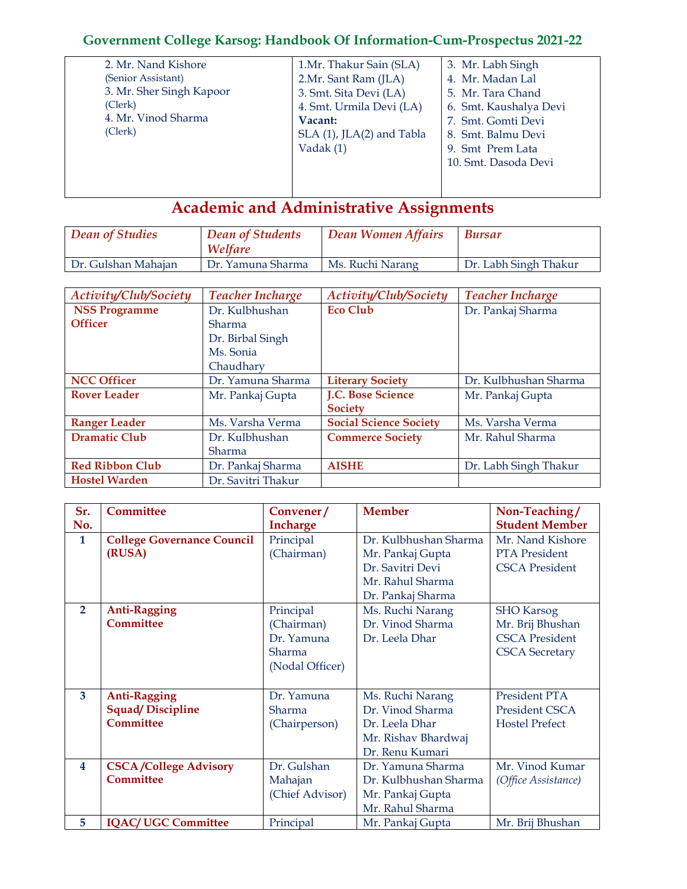| 2. Mr. Nand Kishore (Senior Assistant)<br>3. Mr. Sher Singh Kapoor (Clerk)<br>4. Mr. Vinod Sharma (Clerk) | 1.Mr. Thakur Sain (SLA)<br>2.Mr. Sant Ram (JLA)<br>3. Smt. Sita Devi (LA)<br>4. Smt. Urmila Devi (LA)<br>**Vacant:**<br>SLA (1), JLA(2) and Tabla Vadak (1) | 3. Mr. Labh Singh<br>4. Mr. Madan Lal<br>5. Mr. Tara Chand<br>6. Smt. Kaushalya Devi<br>7. Smt. Gomti Devi<br>8. Smt. Balmu Devi<br>9. Smt Prem Lata<br>10. Smt. Dasoda Devi |
|---|---|---|

## Academic and Administrative Assignments

| *Dean of Studies* | *Dean of Students Welfare* | *Dean Women Affairs* | *Bursar* |
|---|---|---|---|
| Dr. Gulshan Mahajan | Dr. Yamuna Sharma | Ms. Ruchi Narang | Dr. Labh Singh Thakur |

| *Activity/Club/Society* | *Teacher Incharge* | *Activity/Club/Society* | *Teacher Incharge* |
|---|---|---|---|
| **NSS Programme Officer** | Dr. Kulbhushan Sharma<br>Dr. Birbal Singh<br>Ms. Sonia Chaudhary | **Eco Club** | Dr. Pankaj Sharma |
| **NCC Officer** | Dr. Yamuna Sharma | **Literary Society** | Dr. Kulbhushan Sharma |
| **Rover Leader** | Mr. Pankaj Gupta | **J.C. Bose Science Society** | Mr. Pankaj Gupta |
| **Ranger Leader** | Ms. Varsha Verma | **Social Science Society** | Ms. Varsha Verma |
| **Dramatic Club** | Dr. Kulbhushan Sharma | **Commerce Society** | Mr. Rahul Sharma |
| **Red Ribbon Club** | Dr. Pankaj Sharma | **AISHE** | Dr. Labh Singh Thakur |
| **Hostel Warden** | Dr. Savitri Thakur | | |

| Sr. No. | Committee | Convener / Incharge | Member | Non-Teaching / Student Member |
|---|---|---|---|---|
| 1 | **College Governance Council (RUSA)** | Principal (Chairman) | Dr. Kulbhushan Sharma<br>Mr. Pankaj Gupta<br>Dr. Savitri Devi<br>Mr. Rahul Sharma<br>Dr. Pankaj Sharma | Mr. Nand Kishore<br>PTA President<br>CSCA President |
| 2 | **Anti-Ragging Committee** | Principal (Chairman)<br>Dr. Yamuna Sharma (Nodal Officer) | Ms. Ruchi Narang<br>Dr. Vinod Sharma<br>Dr. Leela Dhar | SHO Karsog<br>Mr. Brij Bhushan<br>CSCA President<br>CSCA Secretary |
| 3 | **Anti-Ragging Squad/ Discipline Committee** | Dr. Yamuna Sharma (Chairperson) | Ms. Ruchi Narang<br>Dr. Vinod Sharma<br>Dr. Leela Dhar<br>Mr. Rishav Bhardwaj<br>Dr. Renu Kumari | President PTA<br>President CSCA<br>Hostel Prefect |
| 4 | **CSCA /College Advisory Committee** | Dr. Gulshan Mahajan (Chief Advisor) | Dr. Yamuna Sharma<br>Dr. Kulbhushan Sharma<br>Mr. Pankaj Gupta<br>Mr. Rahul Sharma | Mr. Vinod Kumar *(Office Assistance)* |
| 5 | **IQAC/ UGC Committee** | Principal | Mr. Pankaj Gupta | Mr. Brij Bhushan |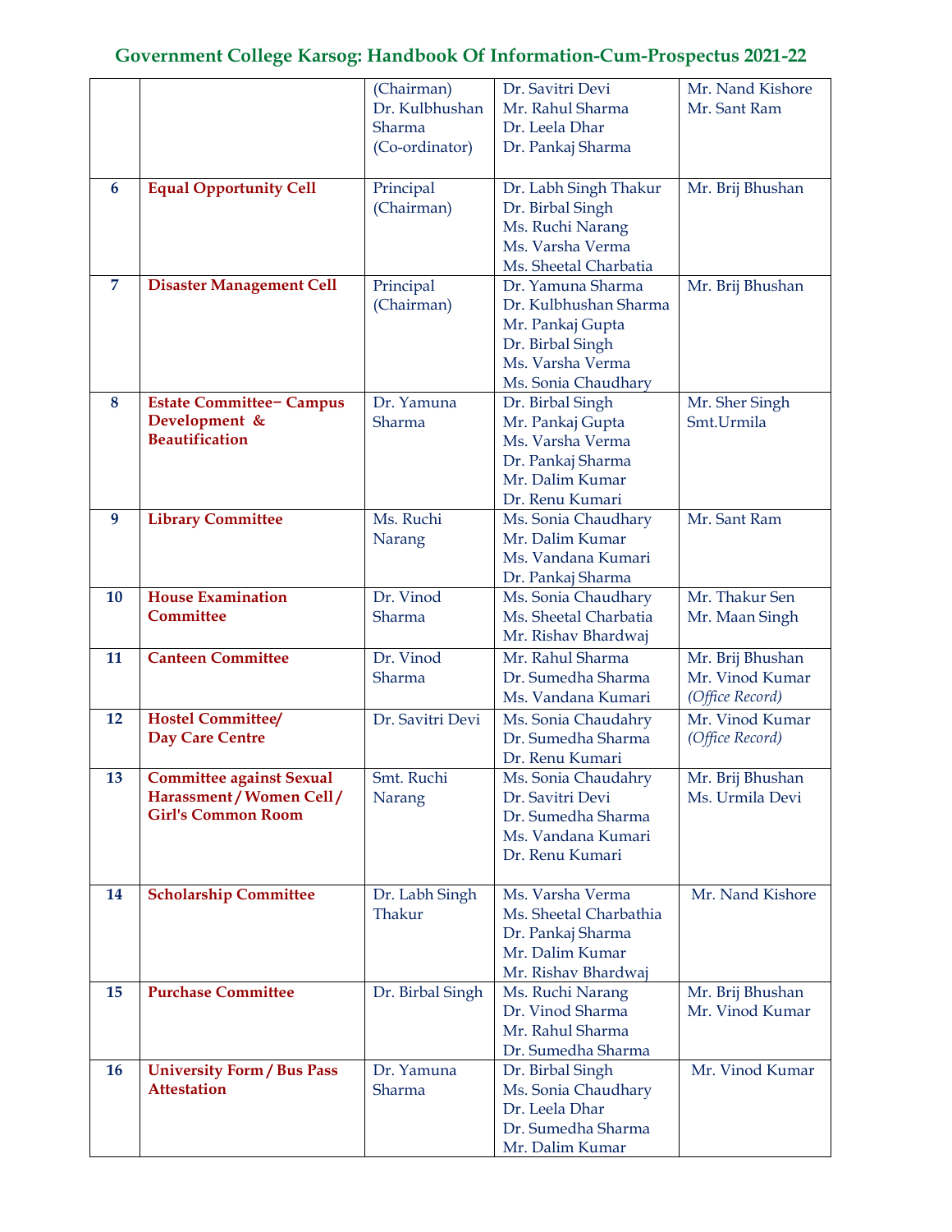| | | (Chairman) Dr. Kulbhushan Sharma (Co-ordinator) | Dr. Savitri Devi Mr. Rahul Sharma Dr. Leela Dhar Dr. Pankaj Sharma | Mr. Nand Kishore Mr. Sant Ram |
|---|---|---|---|---|
| 6 | **Equal Opportunity Cell** | Principal (Chairman) | Dr. Labh Singh Thakur Dr. Birbal Singh Ms. Ruchi Narang Ms. Varsha Verma Ms. Sheetal Charbatia | Mr. Brij Bhushan |
| 7 | **Disaster Management Cell** | Principal (Chairman) | Dr. Yamuna Sharma Dr. Kulbhushan Sharma Mr. Pankaj Gupta Dr. Birbal Singh Ms. Varsha Verma Ms. Sonia Chaudhary | Mr. Brij Bhushan |
| 8 | **Estate Committee− Campus Development & Beautification** | Dr. Yamuna Sharma | Dr. Birbal Singh Mr. Pankaj Gupta Ms. Varsha Verma Dr. Pankaj Sharma Mr. Dalim Kumar Dr. Renu Kumari | Mr. Sher Singh Smt.Urmila |
| 9 | **Library Committee** | Ms. Ruchi Narang | Ms. Sonia Chaudhary Mr. Dalim Kumar Ms. Vandana Kumari Dr. Pankaj Sharma | Mr. Sant Ram |
| 10 | **House Examination Committee** | Dr. Vinod Sharma | Ms. Sonia Chaudhary Ms. Sheetal Charbatia Mr. Rishav Bhardwaj | Mr. Thakur Sen Mr. Maan Singh |
| 11 | **Canteen Committee** | Dr. Vinod Sharma | Mr. Rahul Sharma Dr. Sumedha Sharma Ms. Vandana Kumari | Mr. Brij Bhushan Mr. Vinod Kumar *(Office Record)* |
| 12 | **Hostel Committee/ Day Care Centre** | Dr. Savitri Devi | Ms. Sonia Chaudahry Dr. Sumedha Sharma Dr. Renu Kumari | Mr. Vinod Kumar *(Office Record)* |
| 13 | **Committee against Sexual Harassment / Women Cell / Girl's Common Room** | Smt. Ruchi Narang | Ms. Sonia Chaudahry Dr. Savitri Devi Dr. Sumedha Sharma Ms. Vandana Kumari Dr. Renu Kumari | Mr. Brij Bhushan Ms. Urmila Devi |
| 14 | **Scholarship Committee** | Dr. Labh Singh Thakur | Ms. Varsha Verma Ms. Sheetal Charbathia Dr. Pankaj Sharma Mr. Dalim Kumar Mr. Rishav Bhardwaj | Mr. Nand Kishore |
| 15 | **Purchase Committee** | Dr. Birbal Singh | Ms. Ruchi Narang Dr. Vinod Sharma Mr. Rahul Sharma Dr. Sumedha Sharma | Mr. Brij Bhushan Mr. Vinod Kumar |
| 16 | **University Form / Bus Pass Attestation** | Dr. Yamuna Sharma | Dr. Birbal Singh Ms. Sonia Chaudhary Dr. Leela Dhar Dr. Sumedha Sharma Mr. Dalim Kumar | Mr. Vinod Kumar |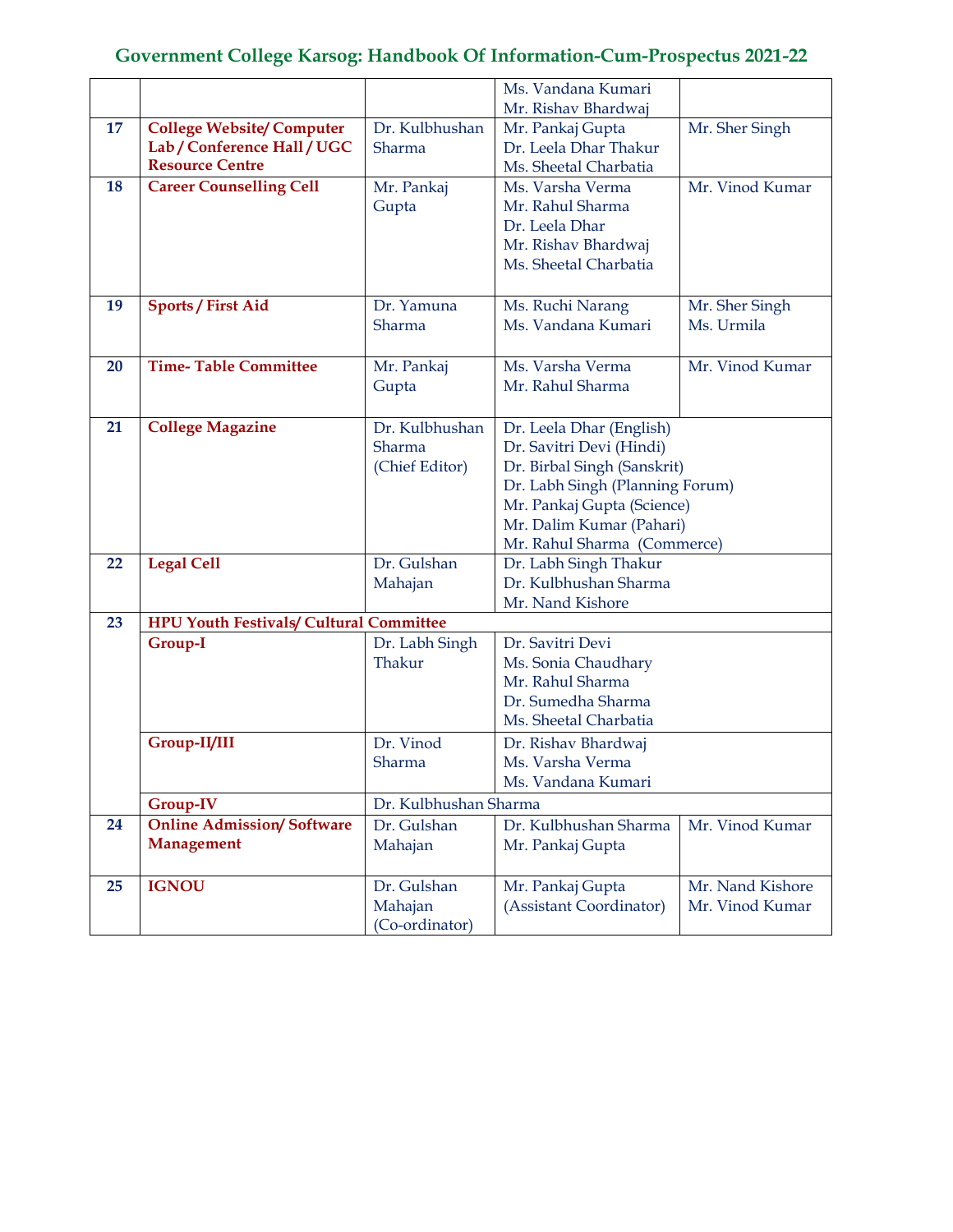| | | | | |
|---|---|---|---|---|
| | | | Ms. Vandana Kumari<br>Mr. Rishav Bhardwaj | |
| **17** | **College Website/ Computer Lab / Conference Hall / UGC Resource Centre** | Dr. Kulbhushan Sharma | Mr. Pankaj Gupta<br>Dr. Leela Dhar Thakur<br>Ms. Sheetal Charbatia | Mr. Sher Singh |
| **18** | **Career Counselling Cell** | Mr. Pankaj Gupta | Ms. Varsha Verma<br>Mr. Rahul Sharma<br>Dr. Leela Dhar<br>Mr. Rishav Bhardwaj<br>Ms. Sheetal Charbatia | Mr. Vinod Kumar |
| **19** | **Sports / First Aid** | Dr. Yamuna Sharma | Ms. Ruchi Narang<br>Ms. Vandana Kumari | Mr. Sher Singh<br>Ms. Urmila |
| **20** | **Time- Table Committee** | Mr. Pankaj Gupta | Ms. Varsha Verma<br>Mr. Rahul Sharma | Mr. Vinod Kumar |
| **21** | **College Magazine** | Dr. Kulbhushan Sharma (Chief Editor) | Dr. Leela Dhar (English)<br>Dr. Savitri Devi (Hindi)<br>Dr. Birbal Singh (Sanskrit)<br>Dr. Labh Singh (Planning Forum)<br>Mr. Pankaj Gupta (Science)<br>Mr. Dalim Kumar (Pahari)<br>Mr. Rahul Sharma (Commerce) | |
| **22** | **Legal Cell** | Dr. Gulshan Mahajan | Dr. Labh Singh Thakur<br>Dr. Kulbhushan Sharma<br>Mr. Nand Kishore | |
| **23** | **HPU Youth Festivals/ Cultural Committee** | | | |
| | **Group-I** | Dr. Labh Singh Thakur | Dr. Savitri Devi<br>Ms. Sonia Chaudhary<br>Mr. Rahul Sharma<br>Dr. Sumedha Sharma<br>Ms. Sheetal Charbatia | |
| | **Group-II/III** | Dr. Vinod Sharma | Dr. Rishav Bhardwaj<br>Ms. Varsha Verma<br>Ms. Vandana Kumari | |
| | **Group-IV** | Dr. Kulbhushan Sharma | | |
| **24** | **Online Admission/ Software Management** | Dr. Gulshan Mahajan | Dr. Kulbhushan Sharma<br>Mr. Pankaj Gupta | Mr. Vinod Kumar |
| **25** | **IGNOU** | Dr. Gulshan Mahajan (Co-ordinator) | Mr. Pankaj Gupta (Assistant Coordinator) | Mr. Nand Kishore<br>Mr. Vinod Kumar |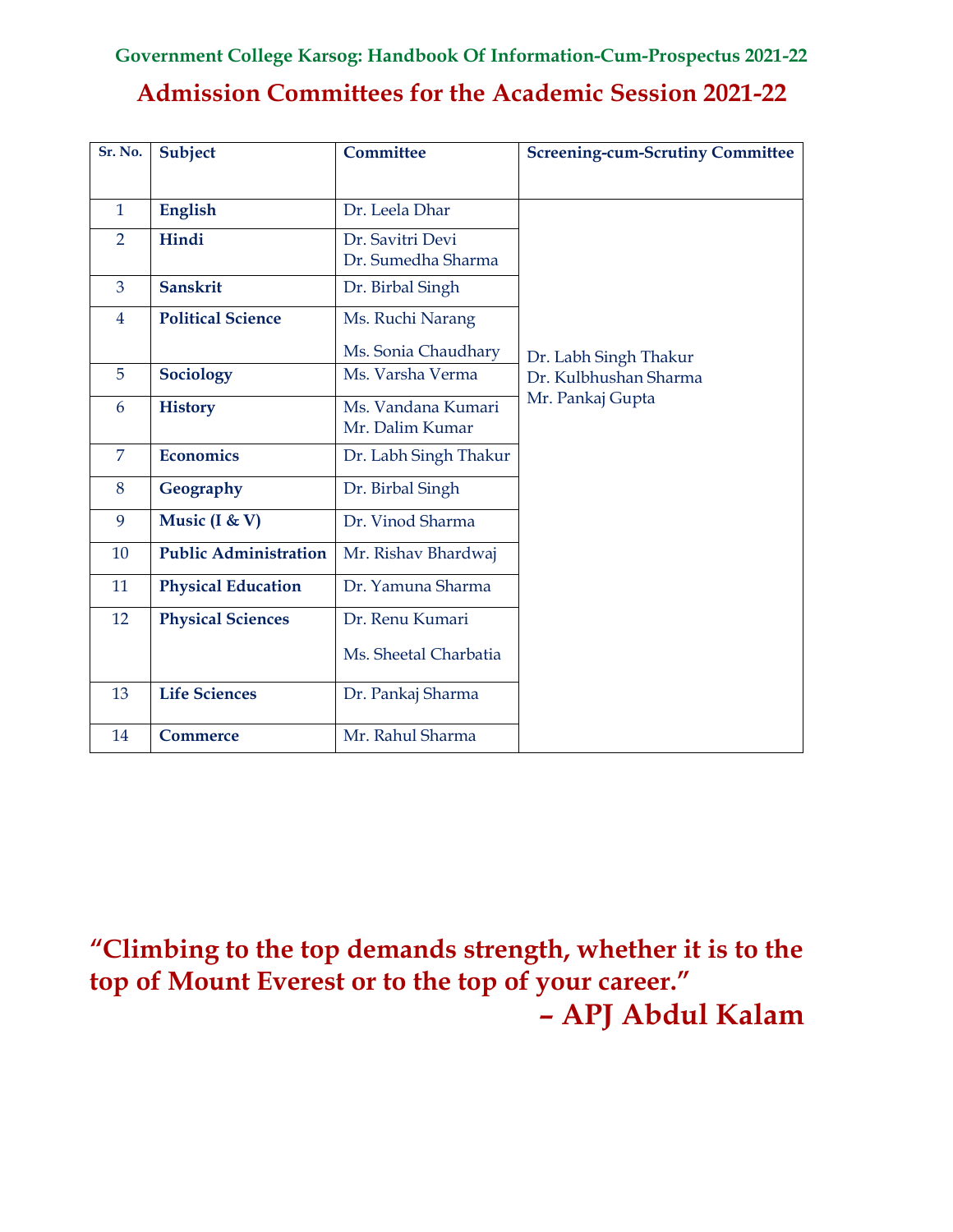## Admission Committees for the Academic Session 2021-22

| Sr. No. | Subject | Committee | Screening-cum-Scrutiny Committee |
|---|---|---|---|
| 1 | **English** | Dr. Leela Dhar | Dr. Labh Singh Thakur<br>Dr. Kulbhushan Sharma<br>Mr. Pankaj Gupta |
| 2 | **Hindi** | Dr. Savitri Devi<br>Dr. Sumedha Sharma | |
| 3 | **Sanskrit** | Dr. Birbal Singh | |
| 4 | **Political Science** | Ms. Ruchi Narang<br>Ms. Sonia Chaudhary | |
| 5 | **Sociology** | Ms. Varsha Verma | |
| 6 | **History** | Ms. Vandana Kumari<br>Mr. Dalim Kumar | |
| 7 | **Economics** | Dr. Labh Singh Thakur | |
| 8 | **Geography** | Dr. Birbal Singh | |
| 9 | **Music (I & V)** | Dr. Vinod Sharma | |
| 10 | **Public Administration** | Mr. Rishav Bhardwaj | |
| 11 | **Physical Education** | Dr. Yamuna Sharma | |
| 12 | **Physical Sciences** | Dr. Renu Kumari<br>Ms. Sheetal Charbatia | |
| 13 | **Life Sciences** | Dr. Pankaj Sharma | |
| 14 | **Commerce** | Mr. Rahul Sharma | |

**"Climbing to the top demands strength, whether it is to the top of Mount Everest or to the top of your career."**

**– APJ Abdul Kalam**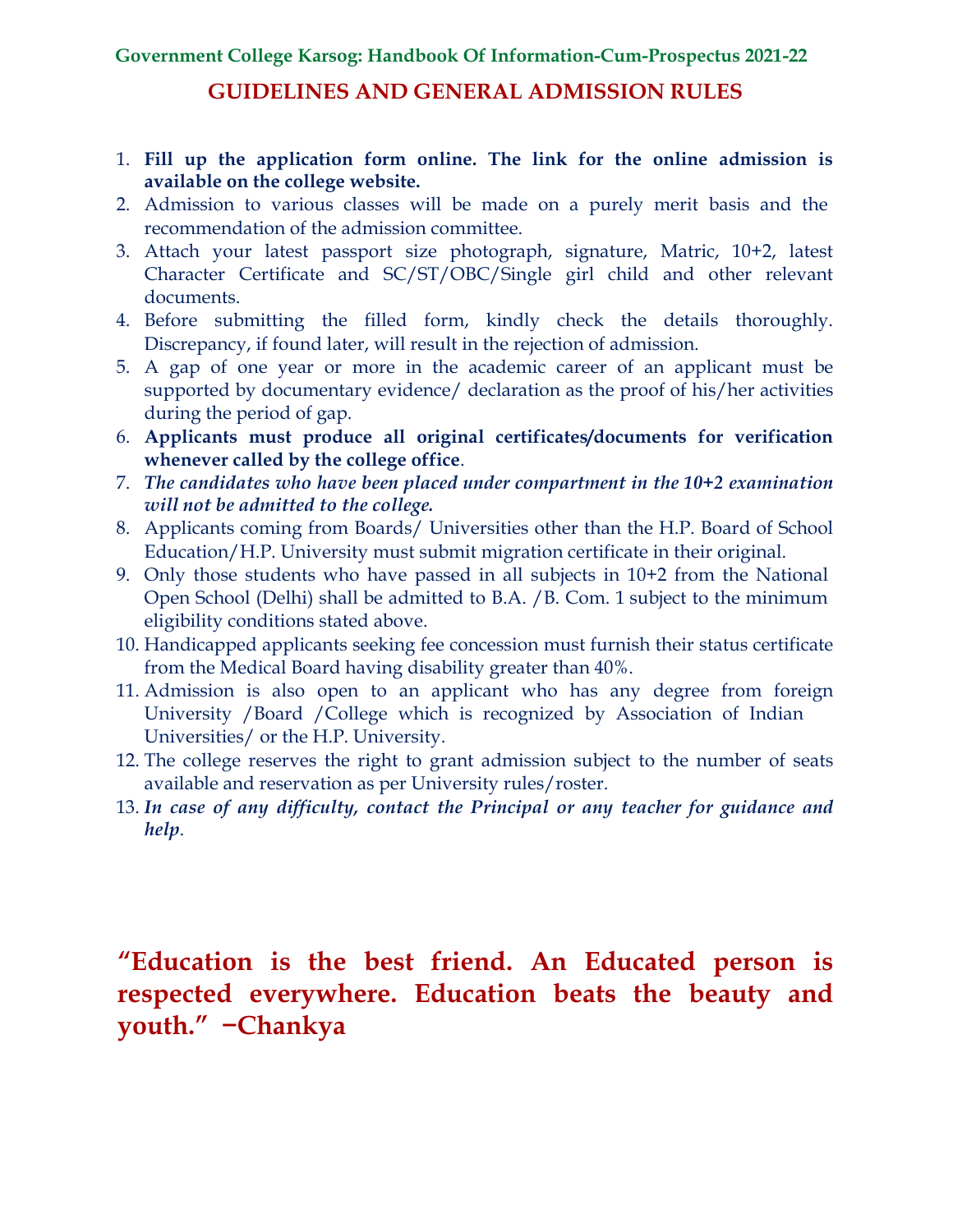## GUIDELINES AND GENERAL ADMISSION RULES

1. **Fill up the application form online. The link for the online admission is available on the college website.**
2. Admission to various classes will be made on a purely merit basis and the recommendation of the admission committee.
3. Attach your latest passport size photograph, signature, Matric, 10+2, latest Character Certificate and SC/ST/OBC/Single girl child and other relevant documents.
4. Before submitting the filled form, kindly check the details thoroughly. Discrepancy, if found later, will result in the rejection of admission.
5. A gap of one year or more in the academic career of an applicant must be supported by documentary evidence/ declaration as the proof of his/her activities during the period of gap.
6. **Applicants must produce all original certificates/documents for verification whenever called by the college office**.
7. ***The candidates who have been placed under compartment in the 10+2 examination will not be admitted to the college.***
8. Applicants coming from Boards/ Universities other than the H.P. Board of School Education/H.P. University must submit migration certificate in their original.
9. Only those students who have passed in all subjects in 10+2 from the National Open School (Delhi) shall be admitted to B.A. /B. Com. 1 subject to the minimum eligibility conditions stated above.
10. Handicapped applicants seeking fee concession must furnish their status certificate from the Medical Board having disability greater than 40%.
11. Admission is also open to an applicant who has any degree from foreign University /Board /College which is recognized by Association of Indian Universities/ or the H.P. University.
12. The college reserves the right to grant admission subject to the number of seats available and reservation as per University rules/roster.
13. ***In case of any difficulty, contact the Principal or any teacher for guidance and help***.

**"Education is the best friend. An Educated person is respected everywhere. Education beats the beauty and youth." −Chankya**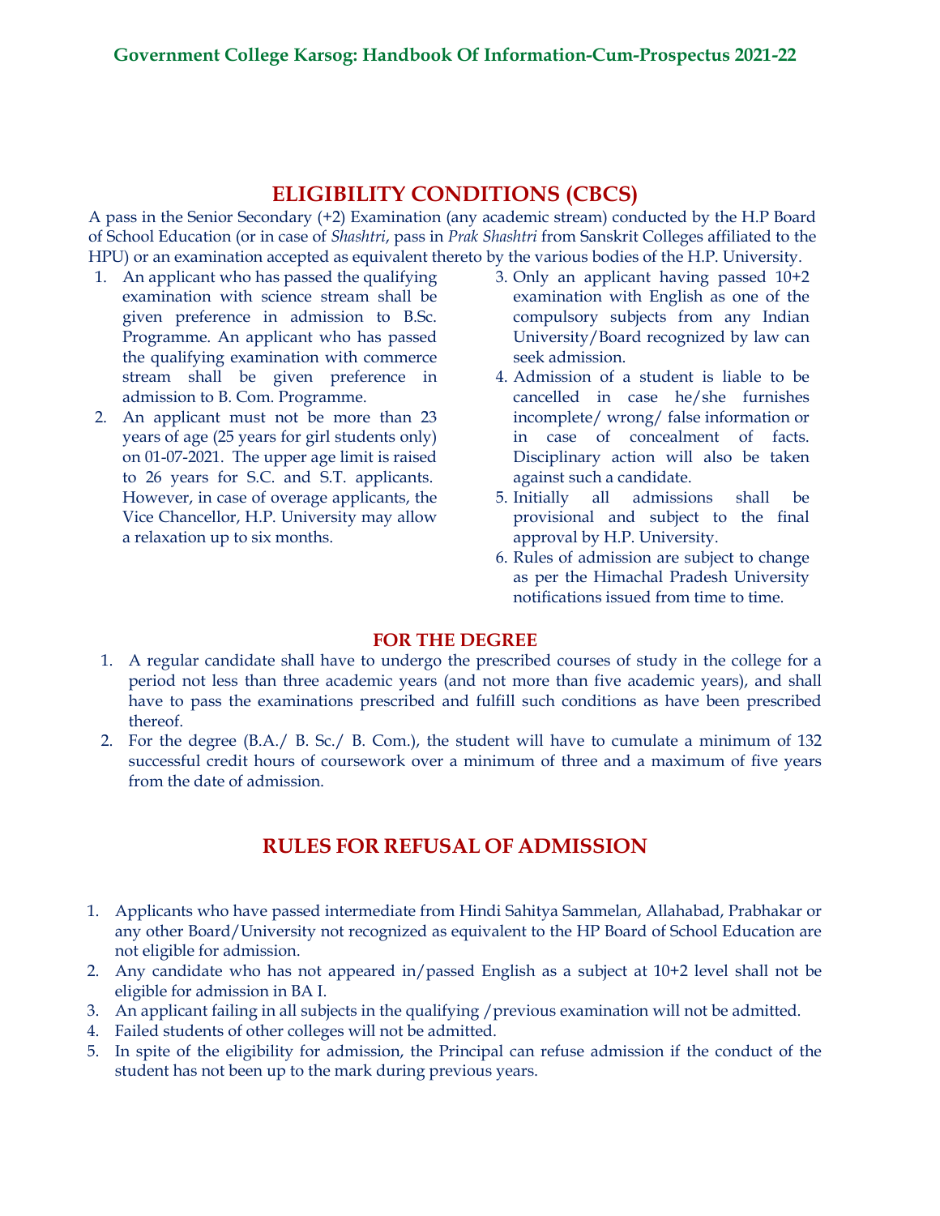## ELIGIBILITY CONDITIONS (CBCS)

A pass in the Senior Secondary (+2) Examination (any academic stream) conducted by the H.P Board of School Education (or in case of *Shashtri*, pass in *Prak Shashtri* from Sanskrit Colleges affiliated to the HPU) or an examination accepted as equivalent thereto by the various bodies of the H.P. University.

1. An applicant who has passed the qualifying examination with science stream shall be given preference in admission to B.Sc. Programme. An applicant who has passed the qualifying examination with commerce stream shall be given preference in admission to B. Com. Programme.
2. An applicant must not be more than 23 years of age (25 years for girl students only) on 01-07-2021. The upper age limit is raised to 26 years for S.C. and S.T. applicants. However, in case of overage applicants, the Vice Chancellor, H.P. University may allow a relaxation up to six months.
3. Only an applicant having passed 10+2 examination with English as one of the compulsory subjects from any Indian University/Board recognized by law can seek admission.
4. Admission of a student is liable to be cancelled in case he/she furnishes incomplete/ wrong/ false information or in case of concealment of facts. Disciplinary action will also be taken against such a candidate.
5. Initially all admissions shall be provisional and subject to the final approval by H.P. University.
6. Rules of admission are subject to change as per the Himachal Pradesh University notifications issued from time to time.

### FOR THE DEGREE

1. A regular candidate shall have to undergo the prescribed courses of study in the college for a period not less than three academic years (and not more than five academic years), and shall have to pass the examinations prescribed and fulfill such conditions as have been prescribed thereof.
2. For the degree (B.A./ B. Sc./ B. Com.), the student will have to cumulate a minimum of 132 successful credit hours of coursework over a minimum of three and a maximum of five years from the date of admission.

## RULES FOR REFUSAL OF ADMISSION

1. Applicants who have passed intermediate from Hindi Sahitya Sammelan, Allahabad, Prabhakar or any other Board/University not recognized as equivalent to the HP Board of School Education are not eligible for admission.
2. Any candidate who has not appeared in/passed English as a subject at 10+2 level shall not be eligible for admission in BA I.
3. An applicant failing in all subjects in the qualifying /previous examination will not be admitted.
4. Failed students of other colleges will not be admitted.
5. In spite of the eligibility for admission, the Principal can refuse admission if the conduct of the student has not been up to the mark during previous years.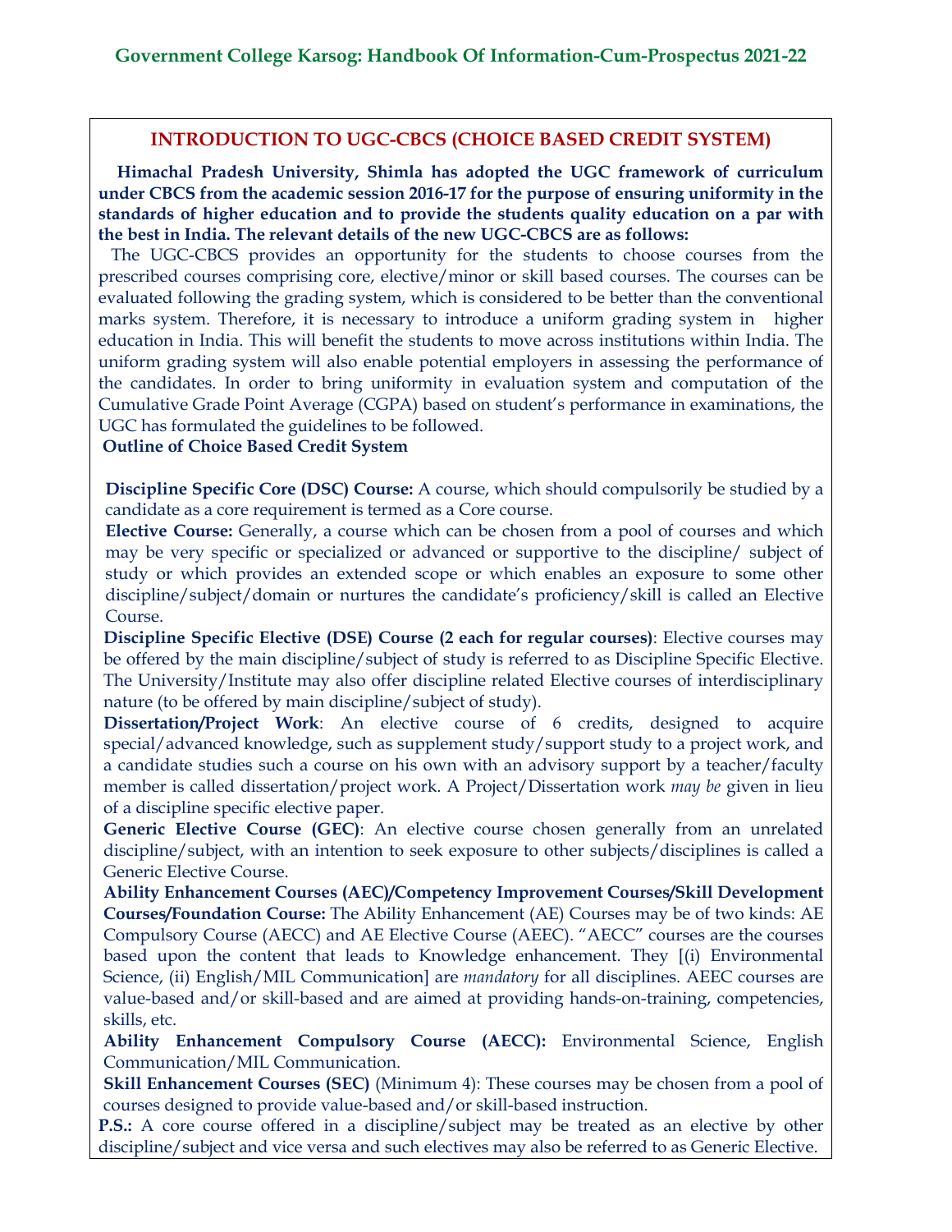## INTRODUCTION TO UGC-CBCS (CHOICE BASED CREDIT SYSTEM)

**Himachal Pradesh University, Shimla has adopted the UGC framework of curriculum under CBCS from the academic session 2016-17 for the purpose of ensuring uniformity in the standards of higher education and to provide the students quality education on a par with the best in India. The relevant details of the new UGC-CBCS are as follows:**

The UGC-CBCS provides an opportunity for the students to choose courses from the prescribed courses comprising core, elective/minor or skill based courses. The courses can be evaluated following the grading system, which is considered to be better than the conventional marks system. Therefore, it is necessary to introduce a uniform grading system in higher education in India. This will benefit the students to move across institutions within India. The uniform grading system will also enable potential employers in assessing the performance of the candidates. In order to bring uniformity in evaluation system and computation of the Cumulative Grade Point Average (CGPA) based on student's performance in examinations, the UGC has formulated the guidelines to be followed.

**Outline of Choice Based Credit System**

**Discipline Specific Core (DSC) Course:** A course, which should compulsorily be studied by a candidate as a core requirement is termed as a Core course.

**Elective Course:** Generally, a course which can be chosen from a pool of courses and which may be very specific or specialized or advanced or supportive to the discipline/ subject of study or which provides an extended scope or which enables an exposure to some other discipline/subject/domain or nurtures the candidate's proficiency/skill is called an Elective Course.

**Discipline Specific Elective (DSE) Course (2 each for regular courses)**: Elective courses may be offered by the main discipline/subject of study is referred to as Discipline Specific Elective. The University/Institute may also offer discipline related Elective courses of interdisciplinary nature (to be offered by main discipline/subject of study).

**Dissertation/Project Work**: An elective course of 6 credits, designed to acquire special/advanced knowledge, such as supplement study/support study to a project work, and a candidate studies such a course on his own with an advisory support by a teacher/faculty member is called dissertation/project work. A Project/Dissertation work *may be* given in lieu of a discipline specific elective paper.

**Generic Elective Course (GEC)**: An elective course chosen generally from an unrelated discipline/subject, with an intention to seek exposure to other subjects/disciplines is called a Generic Elective Course.

**Ability Enhancement Courses (AEC)/Competency Improvement Courses/Skill Development Courses/Foundation Course:** The Ability Enhancement (AE) Courses may be of two kinds: AE Compulsory Course (AECC) and AE Elective Course (AEEC). "AECC" courses are the courses based upon the content that leads to Knowledge enhancement. They [(i) Environmental Science, (ii) English/MIL Communication] are *mandatory* for all disciplines. AEEC courses are value-based and/or skill-based and are aimed at providing hands-on-training, competencies, skills, etc.

**Ability Enhancement Compulsory Course (AECC):** Environmental Science, English Communication/MIL Communication.

**Skill Enhancement Courses (SEC)** (Minimum 4): These courses may be chosen from a pool of courses designed to provide value-based and/or skill-based instruction.

**P.S.:** A core course offered in a discipline/subject may be treated as an elective by other discipline/subject and vice versa and such electives may also be referred to as Generic Elective.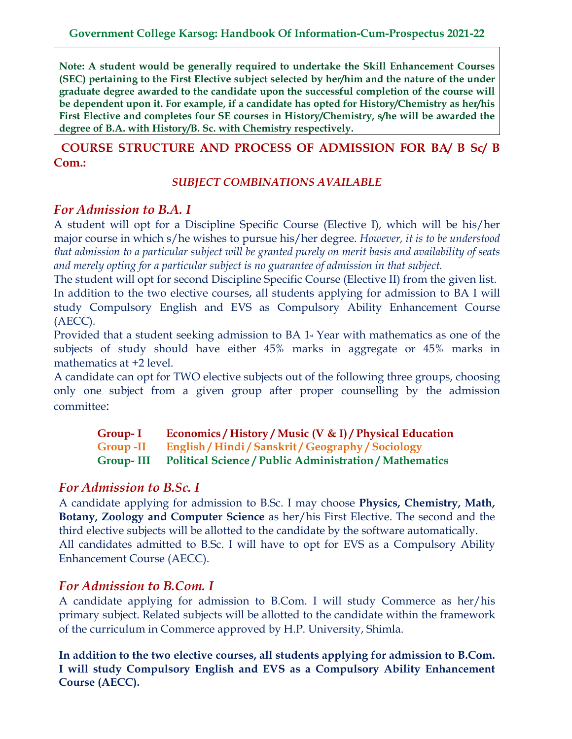**Note: A student would be generally required to undertake the Skill Enhancement Courses (SEC) pertaining to the First Elective subject selected by her/him and the nature of the under graduate degree awarded to the candidate upon the successful completion of the course will be dependent upon it. For example, if a candidate has opted for History/Chemistry as her/his First Elective and completes four SE courses in History/Chemistry, s/he will be awarded the degree of B.A. with History/B. Sc. with Chemistry respectively.**

## COURSE STRUCTURE AND PROCESS OF ADMISSION FOR BA/ B Sc/ B Com.:

### *SUBJECT COMBINATIONS AVAILABLE*

### *For Admission to B.A. I*

A student will opt for a Discipline Specific Course (Elective I), which will be his/her major course in which s/he wishes to pursue his/her degree. *However, it is to be understood that admission to a particular subject will be granted purely on merit basis and availability of seats and merely opting for a particular subject is no guarantee of admission in that subject.*

The student will opt for second Discipline Specific Course (Elective II) from the given list.

In addition to the two elective courses, all students applying for admission to BA I will study Compulsory English and EVS as Compulsory Ability Enhancement Course (AECC).

Provided that a student seeking admission to BA 1st Year with mathematics as one of the subjects of study should have either 45% marks in aggregate or 45% marks in mathematics at +2 level.

A candidate can opt for TWO elective subjects out of the following three groups, choosing only one subject from a given group after proper counselling by the admission committee:

| | |
|---|---|
| **Group- I** | **Economics / History / Music (V & I) / Physical Education** |
| **Group -II** | **English / Hindi / Sanskrit / Geography / Sociology** |
| **Group- III** | **Political Science / Public Administration / Mathematics** |

### *For Admission to B.Sc. I*

A candidate applying for admission to B.Sc. I may choose **Physics, Chemistry, Math, Botany, Zoology and Computer Science** as her/his First Elective. The second and the third elective subjects will be allotted to the candidate by the software automatically.

All candidates admitted to B.Sc. I will have to opt for EVS as a Compulsory Ability Enhancement Course (AECC).

### *For Admission to B.Com. I*

A candidate applying for admission to B.Com. I will study Commerce as her/his primary subject. Related subjects will be allotted to the candidate within the framework of the curriculum in Commerce approved by H.P. University, Shimla.

**In addition to the two elective courses, all students applying for admission to B.Com. I will study Compulsory English and EVS as a Compulsory Ability Enhancement Course (AECC).**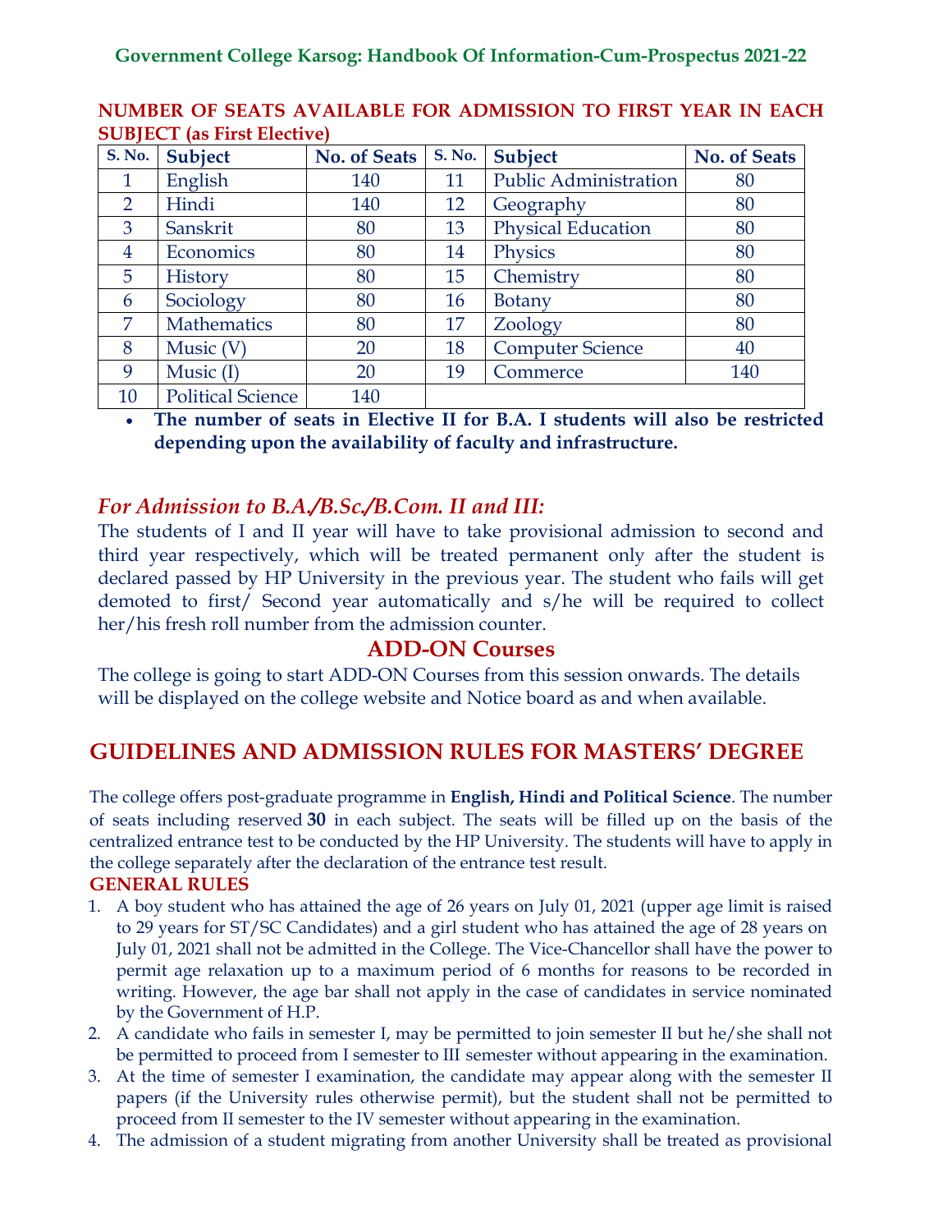## NUMBER OF SEATS AVAILABLE FOR ADMISSION TO FIRST YEAR IN EACH SUBJECT (as First Elective)

| S. No. | Subject | No. of Seats | S. No. | Subject | No. of Seats |
|---|---|---|---|---|---|
| 1 | English | 140 | 11 | Public Administration | 80 |
| 2 | Hindi | 140 | 12 | Geography | 80 |
| 3 | Sanskrit | 80 | 13 | Physical Education | 80 |
| 4 | Economics | 80 | 14 | Physics | 80 |
| 5 | History | 80 | 15 | Chemistry | 80 |
| 6 | Sociology | 80 | 16 | Botany | 80 |
| 7 | Mathematics | 80 | 17 | Zoology | 80 |
| 8 | Music (V) | 20 | 18 | Computer Science | 40 |
| 9 | Music (I) | 20 | 19 | Commerce | 140 |
| 10 | Political Science | 140 | | | |

- **The number of seats in Elective II for B.A. I students will also be restricted depending upon the availability of faculty and infrastructure.**

### *For Admission to B.A./B.Sc./B.Com. II and III:*

The students of I and II year will have to take provisional admission to second and third year respectively, which will be treated permanent only after the student is declared passed by HP University in the previous year. The student who fails will get demoted to first/ Second year automatically and s/he will be required to collect her/his fresh roll number from the admission counter.

### ADD-ON Courses

The college is going to start ADD-ON Courses from this session onwards. The details will be displayed on the college website and Notice board as and when available.

## GUIDELINES AND ADMISSION RULES FOR MASTERS' DEGREE

The college offers post-graduate programme in **English, Hindi and Political Science**. The number of seats including reserved **30** in each subject. The seats will be filled up on the basis of the centralized entrance test to be conducted by the HP University. The students will have to apply in the college separately after the declaration of the entrance test result.

### GENERAL RULES

1. A boy student who has attained the age of 26 years on July 01, 2021 (upper age limit is raised to 29 years for ST/SC Candidates) and a girl student who has attained the age of 28 years on July 01, 2021 shall not be admitted in the College. The Vice-Chancellor shall have the power to permit age relaxation up to a maximum period of 6 months for reasons to be recorded in writing. However, the age bar shall not apply in the case of candidates in service nominated by the Government of H.P.
2. A candidate who fails in semester I, may be permitted to join semester II but he/she shall not be permitted to proceed from I semester to III semester without appearing in the examination.
3. At the time of semester I examination, the candidate may appear along with the semester II papers (if the University rules otherwise permit), but the student shall not be permitted to proceed from II semester to the IV semester without appearing in the examination.
4. The admission of a student migrating from another University shall be treated as provisional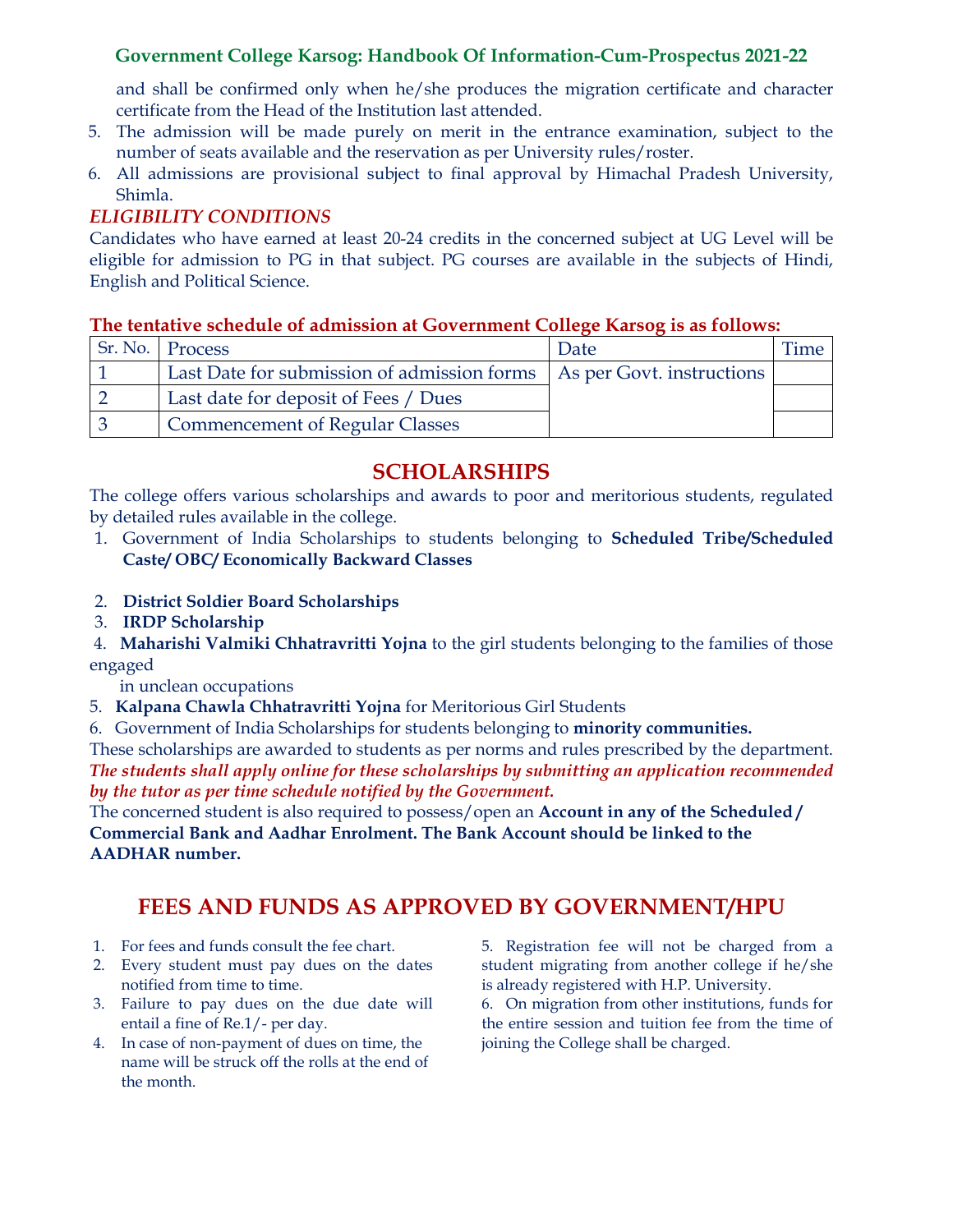and shall be confirmed only when he/she produces the migration certificate and character certificate from the Head of the Institution last attended.

5. The admission will be made purely on merit in the entrance examination, subject to the number of seats available and the reservation as per University rules/roster.
6. All admissions are provisional subject to final approval by Himachal Pradesh University, Shimla.

***ELIGIBILITY CONDITIONS***

Candidates who have earned at least 20-24 credits in the concerned subject at UG Level will be eligible for admission to PG in that subject. PG courses are available in the subjects of Hindi, English and Political Science.

**The tentative schedule of admission at Government College Karsog is as follows:**

| Sr. No. | Process | Date | Time |
|---|---|---|---|
| 1 | Last Date for submission of admission forms | As per Govt. instructions | |
| 2 | Last date for deposit of Fees / Dues | | |
| 3 | Commencement of Regular Classes | | |

## SCHOLARSHIPS

The college offers various scholarships and awards to poor and meritorious students, regulated by detailed rules available in the college.

1. Government of India Scholarships to students belonging to **Scheduled Tribe/Scheduled Caste/ OBC/ Economically Backward Classes**
2. **District Soldier Board Scholarships**
3. **IRDP Scholarship**
4. **Maharishi Valmiki Chhatravritti Yojna** to the girl students belonging to the families of those engaged in unclean occupations
5. **Kalpana Chawla Chhatravritti Yojna** for Meritorious Girl Students
6. Government of India Scholarships for students belonging to **minority communities.**

These scholarships are awarded to students as per norms and rules prescribed by the department. ***The students shall apply online for these scholarships by submitting an application recommended by the tutor as per time schedule notified by the Government.***

The concerned student is also required to possess/open an **Account in any of the Scheduled / Commercial Bank and Aadhar Enrolment. The Bank Account should be linked to the AADHAR number.**

## FEES AND FUNDS AS APPROVED BY GOVERNMENT/HPU

1. For fees and funds consult the fee chart.
2. Every student must pay dues on the dates notified from time to time.
3. Failure to pay dues on the due date will entail a fine of Re.1/- per day.
4. In case of non-payment of dues on time, the name will be struck off the rolls at the end of the month.
5. Registration fee will not be charged from a student migrating from another college if he/she is already registered with H.P. University.
6. On migration from other institutions, funds for the entire session and tuition fee from the time of joining the College shall be charged.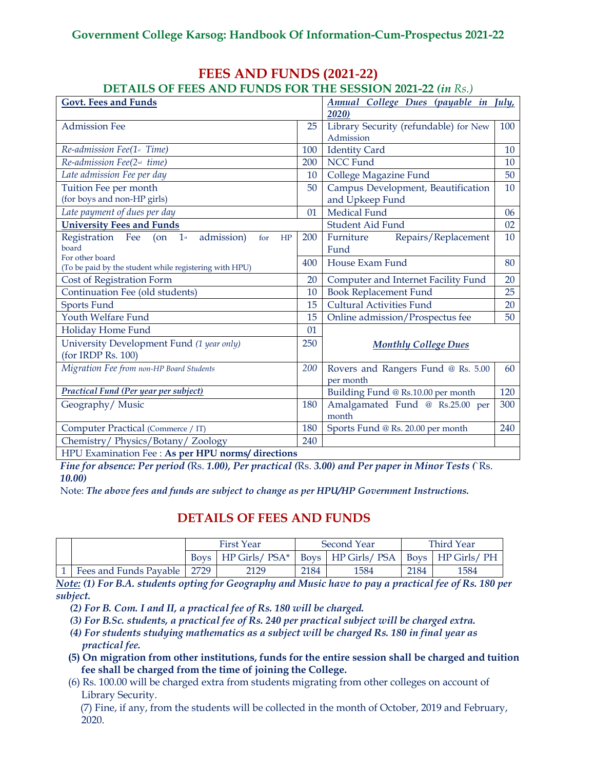# FEES AND FUNDS (2021-22)

## DETAILS OF FEES AND FUNDS FOR THE SESSION 2021-22 *(in Rs.)*

| **Govt. Fees and Funds** | | ***Annual College Dues (payable in July, 2020)*** | |
|---|---|---|---|
| Admission Fee | 25 | Library Security (refundable) for New Admission | 100 |
| *Re-admission Fee(1st Time)* | 100 | Identity Card | 10 |
| *Re-admission Fee(2nd time)* | 200 | NCC Fund | 10 |
| *Late admission Fee per day* | 10 | College Magazine Fund | 50 |
| Tuition Fee per month (for boys and non-HP girls) | 50 | Campus Development, Beautification and Upkeep Fund | 10 |
| *Late payment of dues per day* | 01 | Medical Fund | 06 |
| **University Fees and Funds** | | Student Aid Fund | 02 |
| Registration Fee (on 1st admission) for HP board | 200 | Furniture Repairs/Replacement Fund | 10 |
| For other board (To be paid by the student while registering with HPU) | 400 | House Exam Fund | 80 |
| Cost of Registration Form | 20 | Computer and Internet Facility Fund | 20 |
| Continuation Fee (old students) | 10 | Book Replacement Fund | 25 |
| Sports Fund | 15 | Cultural Activities Fund | 20 |
| Youth Welfare Fund | 15 | Online admission/Prospectus fee | 50 |
| Holiday Home Fund | 01 | | |
| University Development Fund *(1 year only)* (for IRDP Rs. 100) | 250 | ***Monthly College Dues*** | |
| *Migration Fee from non-HP Board Students* | *200* | Rovers and Rangers Fund @ Rs. 5.00 per month | 60 |
| ***Practical Fund (Per year per subject)*** | | Building Fund @ Rs.10.00 per month | 120 |
| Geography/ Music | 180 | Amalgamated Fund @ Rs.25.00 per month | 300 |
| Computer Practical (Commerce / IT) | 180 | Sports Fund @ Rs. 20.00 per month | 240 |
| Chemistry/ Physics/Botany/ Zoology | 240 | | |
| HPU Examination Fee : **As per HPU norms/ directions** | | | |

***Fine for absence: Per period (Rs. 1.00), Per practical (Rs. 3.00) and Per paper in Minor Tests (`Rs. 10.00)***

Note: ***The above fees and funds are subject to change as per HPU/HP Government Instructions.***

## DETAILS OF FEES AND FUNDS

| | | First Year | | Second Year | | Third Year | |
|---|---|---|---|---|---|---|---|
| | | Boys | HP Girls/ PSA* | Boys | HP Girls/ PSA | Boys | HP Girls/ PH |
| 1 | Fees and Funds Payable | 2729 | 2129 | 2184 | 1584 | 2184 | 1584 |

***Note: (1) For B.A. students opting for Geography and Music have to pay a practical fee of Rs. 180 per subject.***

***(2) For B. Com. I and II, a practical fee of Rs. 180 will be charged.***

***(3) For B.Sc. students, a practical fee of Rs. 240 per practical subject will be charged extra.***

***(4) For students studying mathematics as a subject will be charged Rs. 180 in final year as practical fee.***

**(5) On migration from other institutions, funds for the entire session shall be charged and tuition fee shall be charged from the time of joining the College.**

(6) Rs. 100.00 will be charged extra from students migrating from other colleges on account of Library Security.

(7) Fine, if any, from the students will be collected in the month of October, 2019 and February, 2020.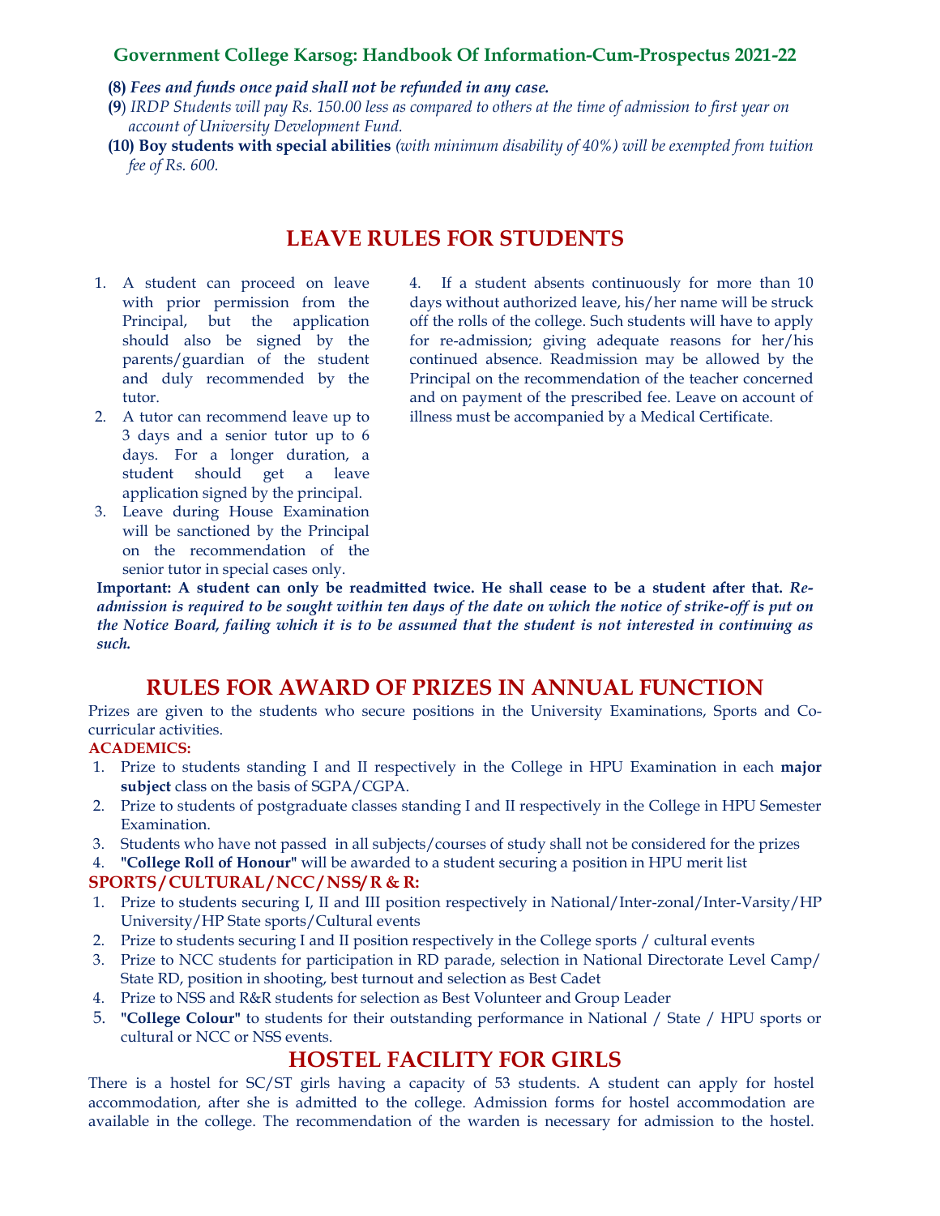**(8)** ***Fees and funds once paid shall not be refunded in any case.***

**(9)** *IRDP Students will pay Rs. 150.00 less as compared to others at the time of admission to first year on account of University Development Fund.*

**(10) Boy students with special abilities** *(with minimum disability of 40%) will be exempted from tuition fee of Rs. 600.*

## LEAVE RULES FOR STUDENTS

1. A student can proceed on leave with prior permission from the Principal, but the application should also be signed by the parents/guardian of the student and duly recommended by the tutor.
2. A tutor can recommend leave up to 3 days and a senior tutor up to 6 days. For a longer duration, a student should get a leave application signed by the principal.
3. Leave during House Examination will be sanctioned by the Principal on the recommendation of the senior tutor in special cases only.
4. If a student absents continuously for more than 10 days without authorized leave, his/her name will be struck off the rolls of the college. Such students will have to apply for re-admission; giving adequate reasons for her/his continued absence. Readmission may be allowed by the Principal on the recommendation of the teacher concerned and on payment of the prescribed fee. Leave on account of illness must be accompanied by a Medical Certificate.

**Important: A student can only be readmitted twice. He shall cease to be a student after that.** ***Re-admission is required to be sought within ten days of the date on which the notice of strike-off is put on the Notice Board, failing which it is to be assumed that the student is not interested in continuing as such.***

## RULES FOR AWARD OF PRIZES IN ANNUAL FUNCTION

Prizes are given to the students who secure positions in the University Examinations, Sports and Co-curricular activities.

**ACADEMICS:**

1. Prize to students standing I and II respectively in the College in HPU Examination in each **major subject** class on the basis of SGPA/CGPA.
2. Prize to students of postgraduate classes standing I and II respectively in the College in HPU Semester Examination.
3. Students who have not passed in all subjects/courses of study shall not be considered for the prizes
4. **"College Roll of Honour"** will be awarded to a student securing a position in HPU merit list

**SPORTS/CULTURAL/NCC/NSS/R & R:**

1. Prize to students securing I, II and III position respectively in National/Inter-zonal/Inter-Varsity/HP University/HP State sports/Cultural events
2. Prize to students securing I and II position respectively in the College sports / cultural events
3. Prize to NCC students for participation in RD parade, selection in National Directorate Level Camp/ State RD, position in shooting, best turnout and selection as Best Cadet
4. Prize to NSS and R&R students for selection as Best Volunteer and Group Leader
5. **"College Colour"** to students for their outstanding performance in National / State / HPU sports or cultural or NCC or NSS events.

## HOSTEL FACILITY FOR GIRLS

There is a hostel for SC/ST girls having a capacity of 53 students. A student can apply for hostel accommodation, after she is admitted to the college. Admission forms for hostel accommodation are available in the college. The recommendation of the warden is necessary for admission to the hostel.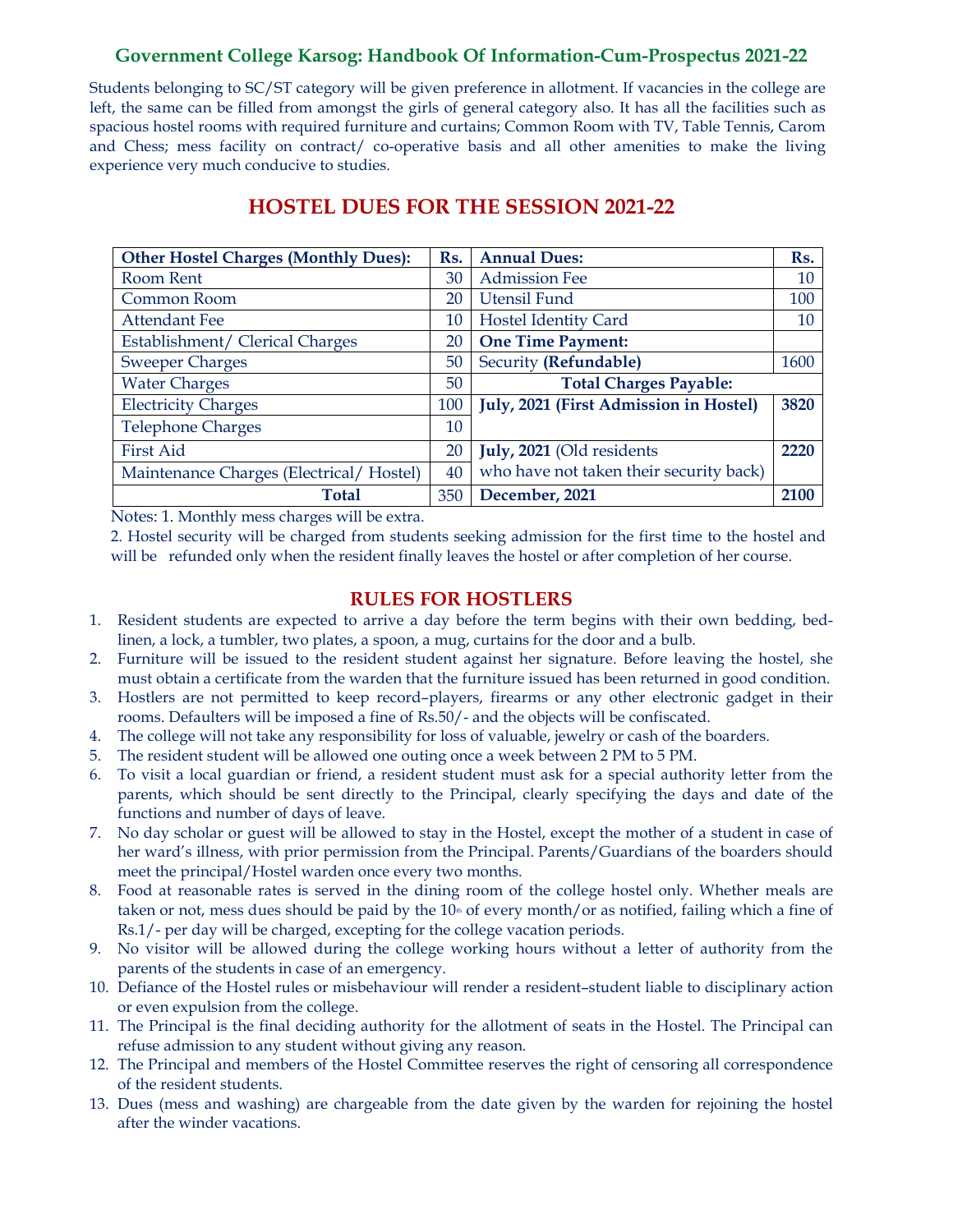Students belonging to SC/ST category will be given preference in allotment. If vacancies in the college are left, the same can be filled from amongst the girls of general category also. It has all the facilities such as spacious hostel rooms with required furniture and curtains; Common Room with TV, Table Tennis, Carom and Chess; mess facility on contract/ co-operative basis and all other amenities to make the living experience very much conducive to studies.

## HOSTEL DUES FOR THE SESSION 2021-22

| **Other Hostel Charges (Monthly Dues):** | **Rs.** | **Annual Dues:** | **Rs.** |
|---|---|---|---|
| Room Rent | 30 | Admission Fee | 10 |
| Common Room | 20 | Utensil Fund | 100 |
| Attendant Fee | 10 | Hostel Identity Card | 10 |
| Establishment/ Clerical Charges | 20 | **One Time Payment:** | |
| Sweeper Charges | 50 | Security **(Refundable)** | 1600 |
| Water Charges | 50 | **Total Charges Payable:** | |
| Electricity Charges | 100 | **July, 2021 (First Admission in Hostel)** | **3820** |
| Telephone Charges | 10 | | |
| First Aid | 20 | **July, 2021** (Old residents who have not taken their security back) | **2220** |
| Maintenance Charges (Electrical/ Hostel) | 40 | | |
| **Total** | 350 | **December, 2021** | **2100** |

Notes: 1. Monthly mess charges will be extra.

2. Hostel security will be charged from students seeking admission for the first time to the hostel and will be refunded only when the resident finally leaves the hostel or after completion of her course.

## RULES FOR HOSTLERS

1. Resident students are expected to arrive a day before the term begins with their own bedding, bed-linen, a lock, a tumbler, two plates, a spoon, a mug, curtains for the door and a bulb.
2. Furniture will be issued to the resident student against her signature. Before leaving the hostel, she must obtain a certificate from the warden that the furniture issued has been returned in good condition.
3. Hostlers are not permitted to keep record–players, firearms or any other electronic gadget in their rooms. Defaulters will be imposed a fine of Rs.50/- and the objects will be confiscated.
4. The college will not take any responsibility for loss of valuable, jewelry or cash of the boarders.
5. The resident student will be allowed one outing once a week between 2 PM to 5 PM.
6. To visit a local guardian or friend, a resident student must ask for a special authority letter from the parents, which should be sent directly to the Principal, clearly specifying the days and date of the functions and number of days of leave.
7. No day scholar or guest will be allowed to stay in the Hostel, except the mother of a student in case of her ward's illness, with prior permission from the Principal. Parents/Guardians of the boarders should meet the principal/Hostel warden once every two months.
8. Food at reasonable rates is served in the dining room of the college hostel only. Whether meals are taken or not, mess dues should be paid by the 10th of every month/or as notified, failing which a fine of Rs.1/- per day will be charged, excepting for the college vacation periods.
9. No visitor will be allowed during the college working hours without a letter of authority from the parents of the students in case of an emergency.
10. Defiance of the Hostel rules or misbehaviour will render a resident–student liable to disciplinary action or even expulsion from the college.
11. The Principal is the final deciding authority for the allotment of seats in the Hostel. The Principal can refuse admission to any student without giving any reason.
12. The Principal and members of the Hostel Committee reserves the right of censoring all correspondence of the resident students.
13. Dues (mess and washing) are chargeable from the date given by the warden for rejoining the hostel after the winder vacations.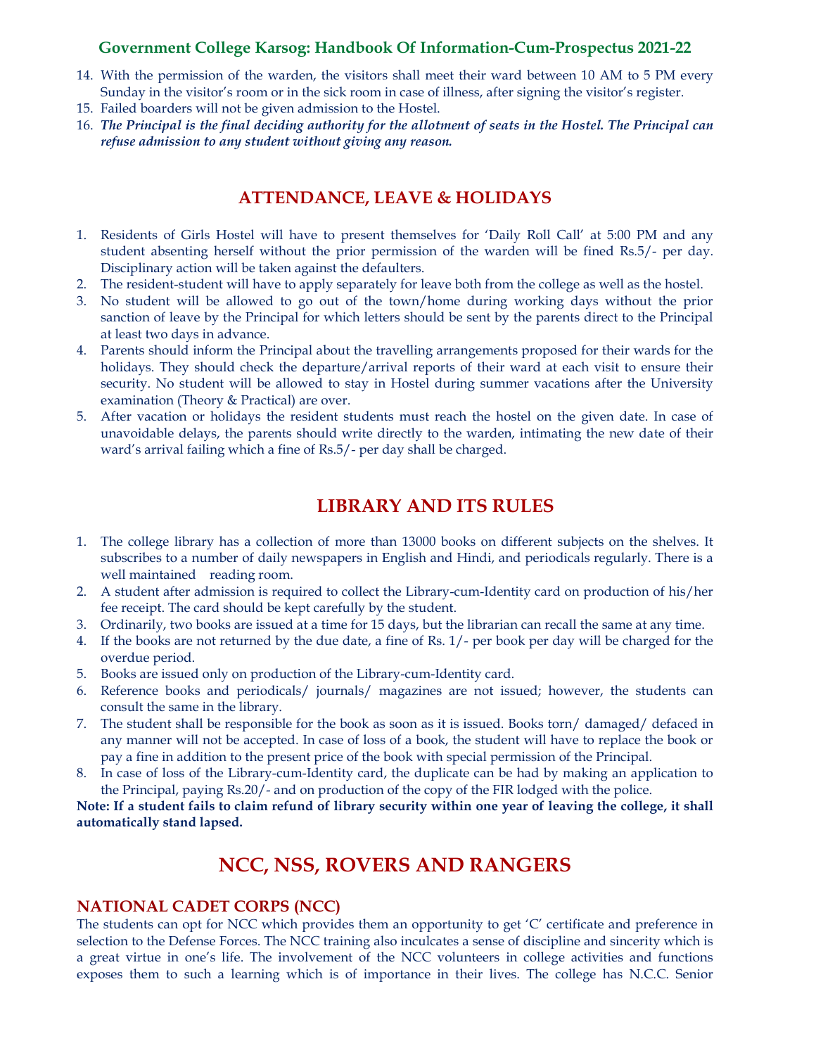14. With the permission of the warden, the visitors shall meet their ward between 10 AM to 5 PM every Sunday in the visitor's room or in the sick room in case of illness, after signing the visitor's register.
15. Failed boarders will not be given admission to the Hostel.
16. ***The Principal is the final deciding authority for the allotment of seats in the Hostel. The Principal can refuse admission to any student without giving any reason.***

## ATTENDANCE, LEAVE & HOLIDAYS

1. Residents of Girls Hostel will have to present themselves for 'Daily Roll Call' at 5:00 PM and any student absenting herself without the prior permission of the warden will be fined Rs.5/- per day. Disciplinary action will be taken against the defaulters.
2. The resident-student will have to apply separately for leave both from the college as well as the hostel.
3. No student will be allowed to go out of the town/home during working days without the prior sanction of leave by the Principal for which letters should be sent by the parents direct to the Principal at least two days in advance.
4. Parents should inform the Principal about the travelling arrangements proposed for their wards for the holidays. They should check the departure/arrival reports of their ward at each visit to ensure their security. No student will be allowed to stay in Hostel during summer vacations after the University examination (Theory & Practical) are over.
5. After vacation or holidays the resident students must reach the hostel on the given date. In case of unavoidable delays, the parents should write directly to the warden, intimating the new date of their ward's arrival failing which a fine of Rs.5/- per day shall be charged.

## LIBRARY AND ITS RULES

1. The college library has a collection of more than 13000 books on different subjects on the shelves. It subscribes to a number of daily newspapers in English and Hindi, and periodicals regularly. There is a well maintained reading room.
2. A student after admission is required to collect the Library-cum-Identity card on production of his/her fee receipt. The card should be kept carefully by the student.
3. Ordinarily, two books are issued at a time for 15 days, but the librarian can recall the same at any time.
4. If the books are not returned by the due date, a fine of Rs. 1/- per book per day will be charged for the overdue period.
5. Books are issued only on production of the Library-cum-Identity card.
6. Reference books and periodicals/ journals/ magazines are not issued; however, the students can consult the same in the library.
7. The student shall be responsible for the book as soon as it is issued. Books torn/ damaged/ defaced in any manner will not be accepted. In case of loss of a book, the student will have to replace the book or pay a fine in addition to the present price of the book with special permission of the Principal.
8. In case of loss of the Library-cum-Identity card, the duplicate can be had by making an application to the Principal, paying Rs.20/- and on production of the copy of the FIR lodged with the police.

**Note: If a student fails to claim refund of library security within one year of leaving the college, it shall automatically stand lapsed.**

## NCC, NSS, ROVERS AND RANGERS

### NATIONAL CADET CORPS (NCC)

The students can opt for NCC which provides them an opportunity to get 'C' certificate and preference in selection to the Defense Forces. The NCC training also inculcates a sense of discipline and sincerity which is a great virtue in one's life. The involvement of the NCC volunteers in college activities and functions exposes them to such a learning which is of importance in their lives. The college has N.C.C. Senior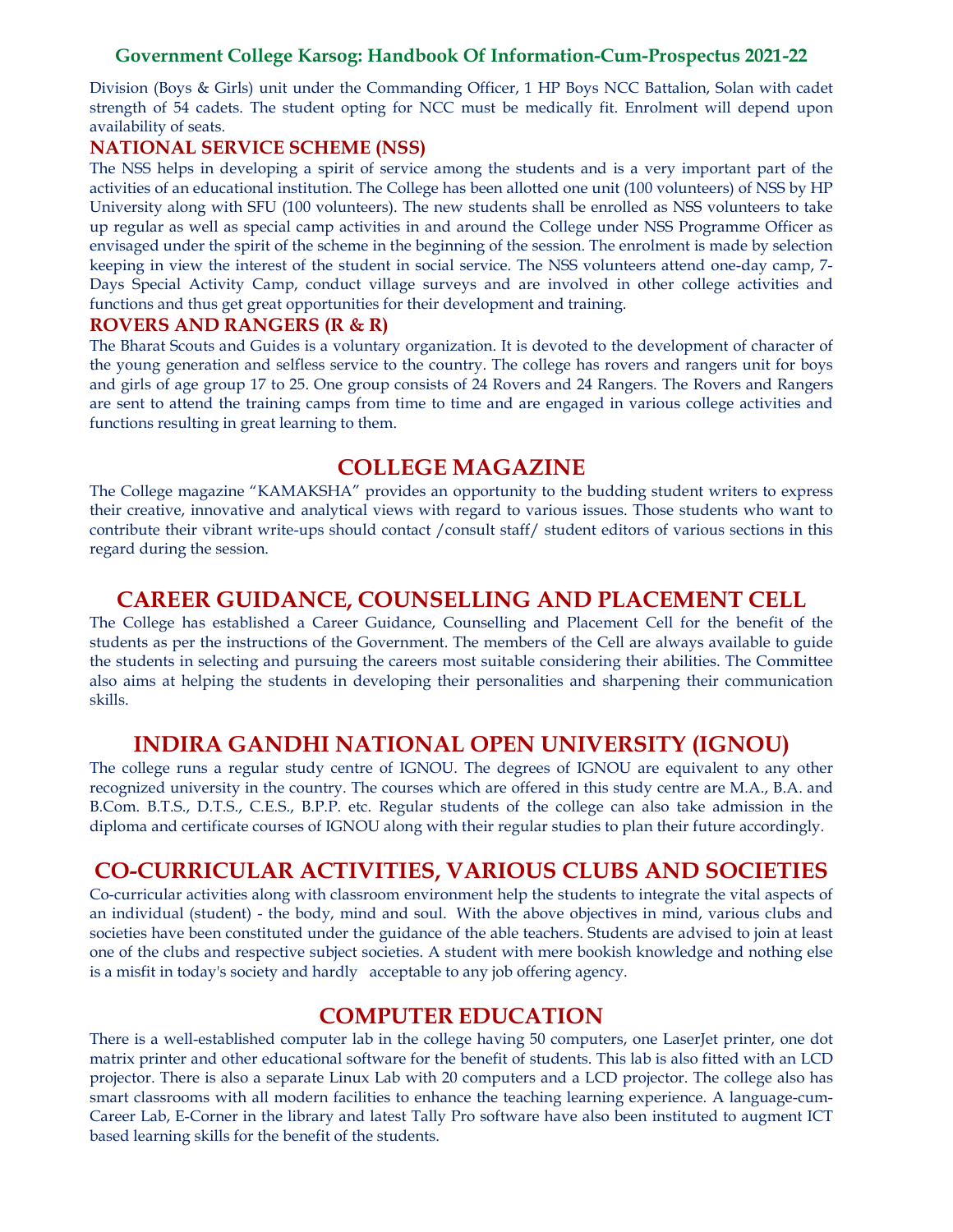Division (Boys & Girls) unit under the Commanding Officer, 1 HP Boys NCC Battalion, Solan with cadet strength of 54 cadets. The student opting for NCC must be medically fit. Enrolment will depend upon availability of seats.

### NATIONAL SERVICE SCHEME (NSS)

The NSS helps in developing a spirit of service among the students and is a very important part of the activities of an educational institution. The College has been allotted one unit (100 volunteers) of NSS by HP University along with SFU (100 volunteers). The new students shall be enrolled as NSS volunteers to take up regular as well as special camp activities in and around the College under NSS Programme Officer as envisaged under the spirit of the scheme in the beginning of the session. The enrolment is made by selection keeping in view the interest of the student in social service. The NSS volunteers attend one-day camp, 7-Days Special Activity Camp, conduct village surveys and are involved in other college activities and functions and thus get great opportunities for their development and training.

### ROVERS AND RANGERS (R & R)

The Bharat Scouts and Guides is a voluntary organization. It is devoted to the development of character of the young generation and selfless service to the country. The college has rovers and rangers unit for boys and girls of age group 17 to 25. One group consists of 24 Rovers and 24 Rangers. The Rovers and Rangers are sent to attend the training camps from time to time and are engaged in various college activities and functions resulting in great learning to them.

## COLLEGE MAGAZINE

The College magazine "KAMAKSHA" provides an opportunity to the budding student writers to express their creative, innovative and analytical views with regard to various issues. Those students who want to contribute their vibrant write-ups should contact /consult staff/ student editors of various sections in this regard during the session.

## CAREER GUIDANCE, COUNSELLING AND PLACEMENT CELL

The College has established a Career Guidance, Counselling and Placement Cell for the benefit of the students as per the instructions of the Government. The members of the Cell are always available to guide the students in selecting and pursuing the careers most suitable considering their abilities. The Committee also aims at helping the students in developing their personalities and sharpening their communication skills.

## INDIRA GANDHI NATIONAL OPEN UNIVERSITY (IGNOU)

The college runs a regular study centre of IGNOU. The degrees of IGNOU are equivalent to any other recognized university in the country. The courses which are offered in this study centre are M.A., B.A. and B.Com. B.T.S., D.T.S., C.E.S., B.P.P. etc. Regular students of the college can also take admission in the diploma and certificate courses of IGNOU along with their regular studies to plan their future accordingly.

## CO-CURRICULAR ACTIVITIES, VARIOUS CLUBS AND SOCIETIES

Co-curricular activities along with classroom environment help the students to integrate the vital aspects of an individual (student) - the body, mind and soul. With the above objectives in mind, various clubs and societies have been constituted under the guidance of the able teachers. Students are advised to join at least one of the clubs and respective subject societies. A student with mere bookish knowledge and nothing else is a misfit in today's society and hardly acceptable to any job offering agency.

## COMPUTER EDUCATION

There is a well-established computer lab in the college having 50 computers, one LaserJet printer, one dot matrix printer and other educational software for the benefit of students. This lab is also fitted with an LCD projector. There is also a separate Linux Lab with 20 computers and a LCD projector. The college also has smart classrooms with all modern facilities to enhance the teaching learning experience. A language-cum-Career Lab, E-Corner in the library and latest Tally Pro software have also been instituted to augment ICT based learning skills for the benefit of the students.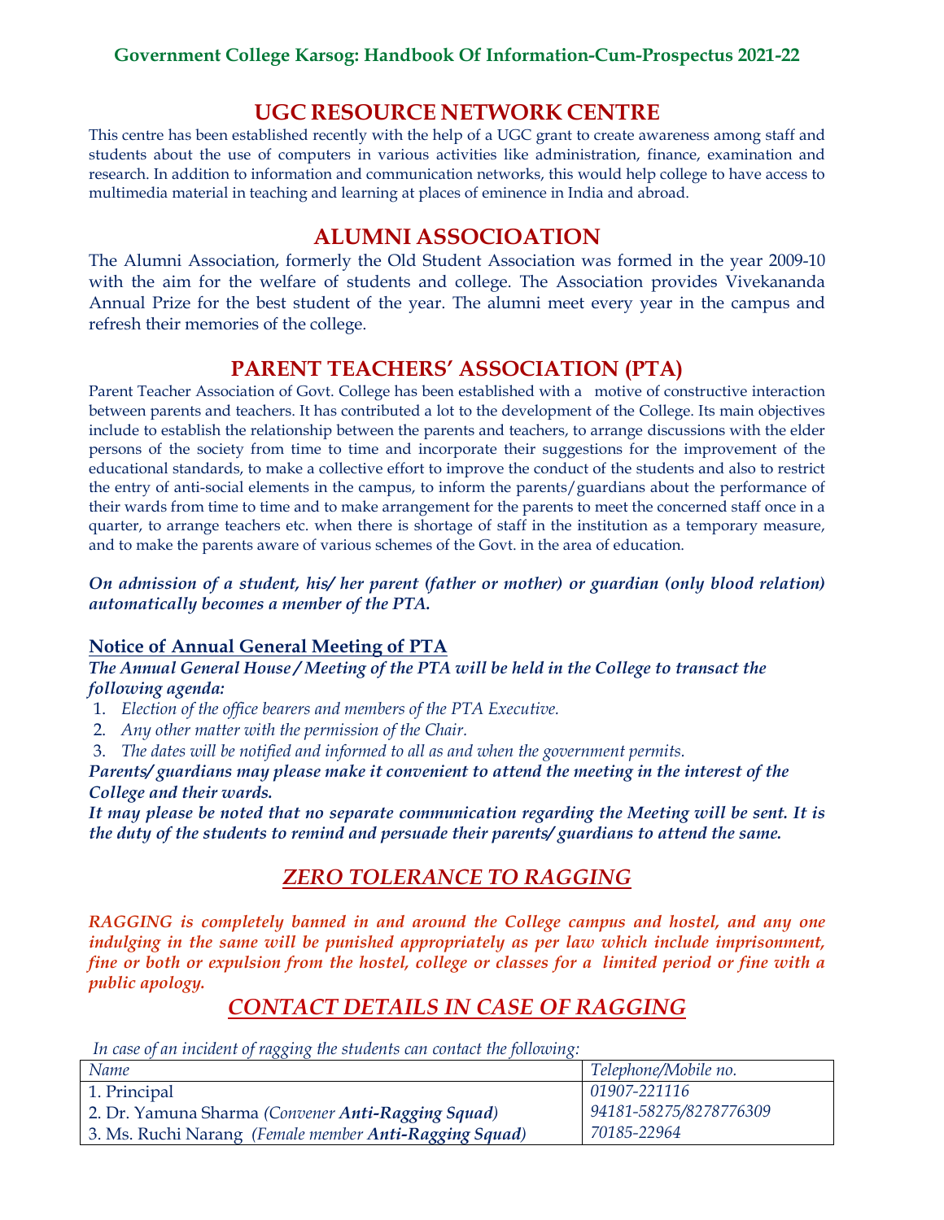## UGC RESOURCE NETWORK CENTRE

This centre has been established recently with the help of a UGC grant to create awareness among staff and students about the use of computers in various activities like administration, finance, examination and research. In addition to information and communication networks, this would help college to have access to multimedia material in teaching and learning at places of eminence in India and abroad.

## ALUMNI ASSOCIOATION

The Alumni Association, formerly the Old Student Association was formed in the year 2009-10 with the aim for the welfare of students and college. The Association provides Vivekananda Annual Prize for the best student of the year. The alumni meet every year in the campus and refresh their memories of the college.

## PARENT TEACHERS' ASSOCIATION (PTA)

Parent Teacher Association of Govt. College has been established with a motive of constructive interaction between parents and teachers. It has contributed a lot to the development of the College. Its main objectives include to establish the relationship between the parents and teachers, to arrange discussions with the elder persons of the society from time to time and incorporate their suggestions for the improvement of the educational standards, to make a collective effort to improve the conduct of the students and also to restrict the entry of anti-social elements in the campus, to inform the parents/guardians about the performance of their wards from time to time and to make arrangement for the parents to meet the concerned staff once in a quarter, to arrange teachers etc. when there is shortage of staff in the institution as a temporary measure, and to make the parents aware of various schemes of the Govt. in the area of education.

***On admission of a student, his/ her parent (father or mother) or guardian (only blood relation) automatically becomes a member of the PTA.***

### Notice of Annual General Meeting of PTA

***The Annual General House / Meeting of the PTA will be held in the College to transact the following agenda:***

1. *Election of the office bearers and members of the PTA Executive.*
2. *Any other matter with the permission of the Chair.*
3. *The dates will be notified and informed to all as and when the government permits.*

***Parents/ guardians may please make it convenient to attend the meeting in the interest of the College and their wards.***

***It may please be noted that no separate communication regarding the Meeting will be sent. It is the duty of the students to remind and persuade their parents/ guardians to attend the same.***

## *ZERO TOLERANCE TO RAGGING*

***RAGGING is completely banned in and around the College campus and hostel, and any one indulging in the same will be punished appropriately as per law which include imprisonment, fine or both or expulsion from the hostel, college or classes for a limited period or fine with a public apology.***

## *CONTACT DETAILS IN CASE OF RAGGING*

*In case of an incident of ragging the students can contact the following:*

| *Name* | *Telephone/Mobile no.* |
|---|---|
| 1. Principal | *01907-221116* |
| 2. Dr. Yamuna Sharma *(Convener **Anti-Ragging Squad**)* | *94181-58275/8278776309* |
| 3. Ms. Ruchi Narang *(Female member **Anti-Ragging Squad**)* | *70185-22964* |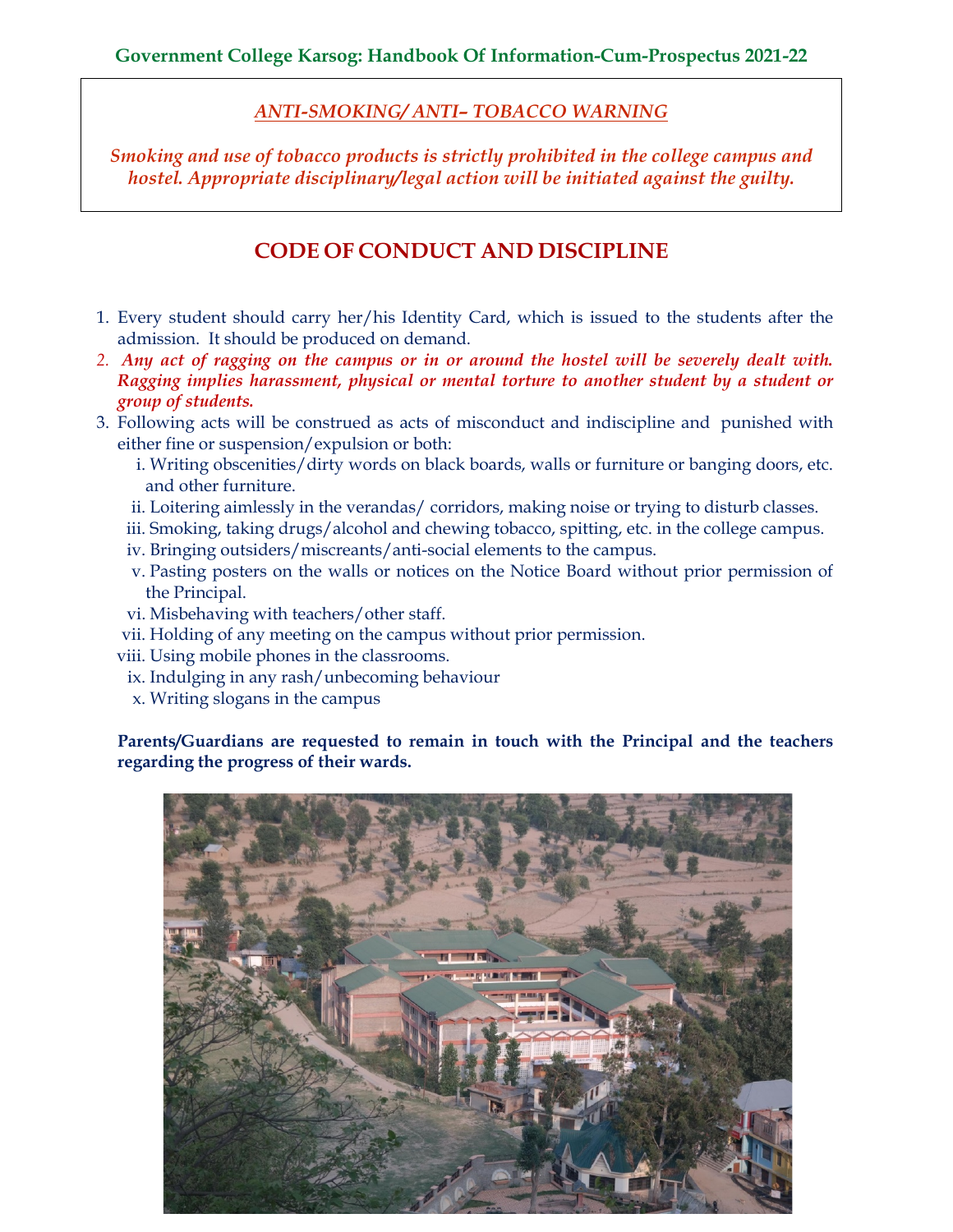***ANTI-SMOKING/ ANTI– TOBACCO WARNING***

***Smoking and use of tobacco products is strictly prohibited in the college campus and hostel. Appropriate disciplinary/legal action will be initiated against the guilty.***

# CODE OF CONDUCT AND DISCIPLINE

1. Every student should carry her/his Identity Card, which is issued to the students after the admission. It should be produced on demand.
2. ***Any act of ragging on the campus or in or around the hostel will be severely dealt with. Ragging implies harassment, physical or mental torture to another student by a student or group of students.***
3. Following acts will be construed as acts of misconduct and indiscipline and punished with either fine or suspension/expulsion or both:
   1. Writing obscenities/dirty words on black boards, walls or furniture or banging doors, etc. and other furniture.
   2. Loitering aimlessly in the verandas/ corridors, making noise or trying to disturb classes.
   3. Smoking, taking drugs/alcohol and chewing tobacco, spitting, etc. in the college campus.
   4. Bringing outsiders/miscreants/anti-social elements to the campus.
   5. Pasting posters on the walls or notices on the Notice Board without prior permission of the Principal.
   6. Misbehaving with teachers/other staff.
   7. Holding of any meeting on the campus without prior permission.
   8. Using mobile phones in the classrooms.
   9. Indulging in any rash/unbecoming behaviour
   10. Writing slogans in the campus

**Parents/Guardians are requested to remain in touch with the Principal and the teachers regarding the progress of their wards.**